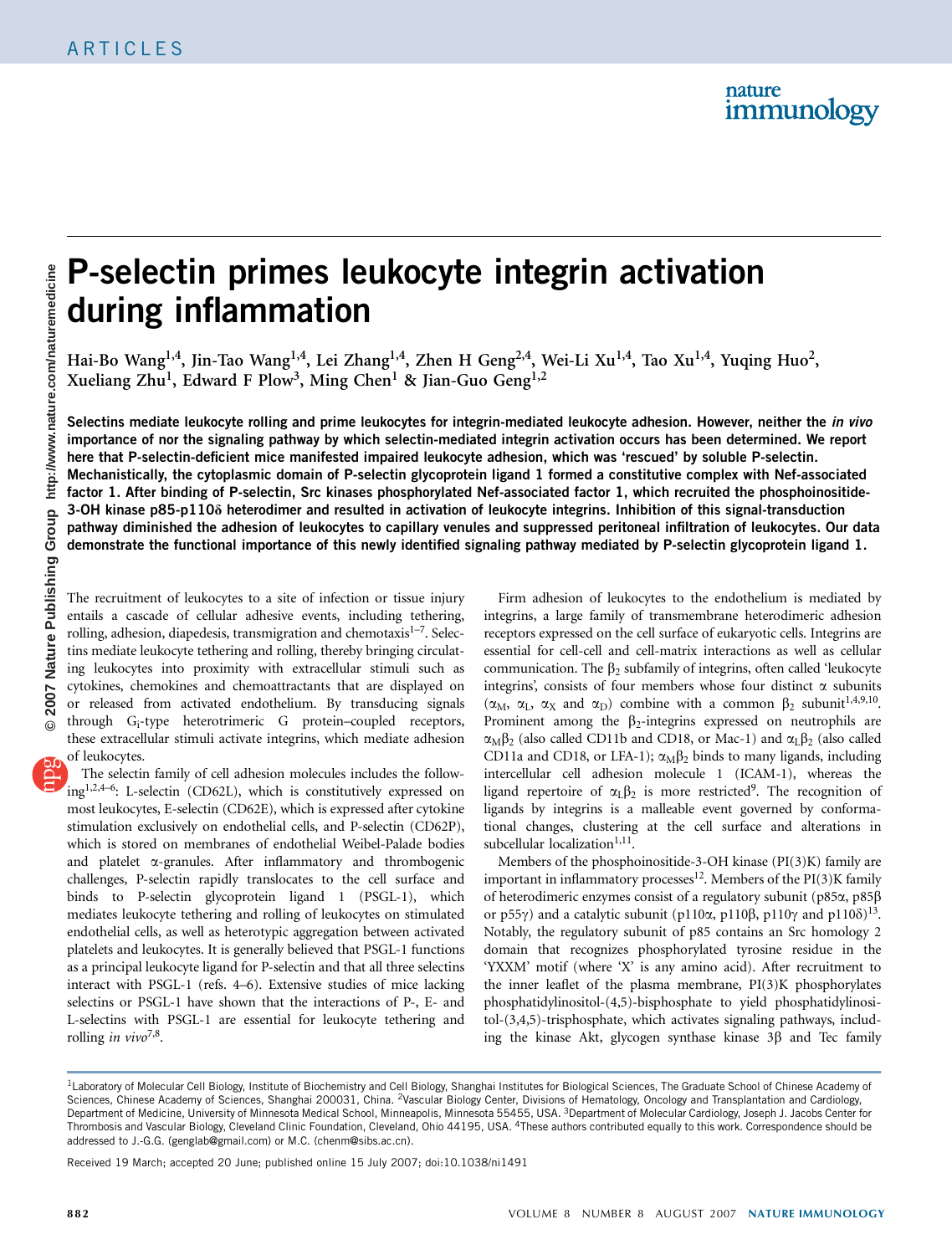# P-selectin primes leukocyte integrin activation during inflammation

Hai-Bo Wang[1,4], Jin-Tao Wang[1,4], Lei Zhang[1,4], Zhen H Geng[2,4], Wei-Li Xu[1,4], Tao Xu[1,4], Yuqing Huo[2], Xueliang Zhu[1], Edward F Plow[3], Ming Chen[1] & Jian-Guo Geng[1,2]

**Selectins mediate leukocyte rolling and prime leukocytes for integrin-mediated leukocyte adhesion. However, neither the *in vivo* importance of nor the signaling pathway by which selectin-mediated integrin activation occurs has been determined. We report here that P-selectin-deficient mice manifested impaired leukocyte adhesion, which was 'rescued' by soluble P-selectin. Mechanistically, the cytoplasmic domain of P-selectin glycoprotein ligand 1 formed a constitutive complex with Nef-associated factor 1. After binding of P-selectin, Src kinases phosphorylated Nef-associated factor 1, which recruited the phosphoinositide-3-OH kinase p85-p110δ heterodimer and resulted in activation of leukocyte integrins. Inhibition of this signal-transduction pathway diminished the adhesion of leukocytes to capillary venules and suppressed peritoneal infiltration of leukocytes. Our data demonstrate the functional importance of this newly identified signaling pathway mediated by P-selectin glycoprotein ligand 1.**

The recruitment of leukocytes to a site of infection or tissue injury entails a cascade of cellular adhesive events, including tethering, rolling, adhesion, diapedesis, transmigration and chemotaxis[1–7]. Selectins mediate leukocyte tethering and rolling, thereby bringing circulating leukocytes into proximity with extracellular stimuli such as cytokines, chemokines and chemoattractants that are displayed on or released from activated endothelium. By transducing signals through $G_i$-type heterotrimeric G protein–coupled receptors, these extracellular stimuli activate integrins, which mediate adhesion of leukocytes.

The selectin family of cell adhesion molecules includes the following[1,2,4–6]: L-selectin (CD62L), which is constitutively expressed on most leukocytes, E-selectin (CD62E), which is expressed after cytokine stimulation exclusively on endothelial cells, and P-selectin (CD62P), which is stored on membranes of endothelial Weibel-Palade bodies and platelet α-granules. After inflammatory and thrombogenic challenges, P-selectin rapidly translocates to the cell surface and binds to P-selectin glycoprotein ligand 1 (PSGL-1), which mediates leukocyte tethering and rolling of leukocytes on stimulated endothelial cells, as well as heterotypic aggregation between activated platelets and leukocytes. It is generally believed that PSGL-1 functions as a principal leukocyte ligand for P-selectin and that all three selectins interact with PSGL-1 (refs. 4–6). Extensive studies of mice lacking selectins or PSGL-1 have shown that the interactions of P-, E- and L-selectins with PSGL-1 are essential for leukocyte tethering and rolling *in vivo*[7,8].

Firm adhesion of leukocytes to the endothelium is mediated by integrins, a large family of transmembrane heterodimeric adhesion receptors expressed on the cell surface of eukaryotic cells. Integrins are essential for cell-cell and cell-matrix interactions as well as cellular communication. The $\beta_2$ subfamily of integrins, often called 'leukocyte integrins', consists of four members whose four distinct α subunits ($\alpha_M$, $\alpha_L$, $\alpha_X$ and $\alpha_D$) combine with a common $\beta_2$ subunit[1,4,9,10]. Prominent among the $\beta_2$-integrins expressed on neutrophils are $\alpha_M\beta_2$ (also called CD11b and CD18, or Mac-1) and $\alpha_L\beta_2$ (also called CD11a and CD18, or LFA-1); $\alpha_M\beta_2$ binds to many ligands, including intercellular cell adhesion molecule 1 (ICAM-1), whereas the ligand repertoire of $\alpha_L\beta_2$ is more restricted[9]. The recognition of ligands by integrins is a malleable event governed by conformational changes, clustering at the cell surface and alterations in subcellular localization[1,11].

Members of the phosphoinositide-3-OH kinase (PI(3)K) family are important in inflammatory processes[12]. Members of the PI(3)K family of heterodimeric enzymes consist of a regulatory subunit (p85α, p85β or p55γ) and a catalytic subunit (p110α, p110β, p110γ and p110δ)[13]. Notably, the regulatory subunit of p85 contains an Src homology 2 domain that recognizes phosphorylated tyrosine residue in the 'YXXM' motif (where 'X' is any amino acid). After recruitment to the inner leaflet of the plasma membrane, PI(3)K phosphorylates phosphatidylinositol-(4,5)-bisphosphate to yield phosphatidylinositol-(3,4,5)-trisphosphate, which activates signaling pathways, including the kinase Akt, glycogen synthase kinase 3β and Tec family

[1]Laboratory of Molecular Cell Biology, Institute of Biochemistry and Cell Biology, Shanghai Institutes for Biological Sciences, The Graduate School of Chinese Academy of Sciences, Chinese Academy of Sciences, Shanghai 200031, China. [2]Vascular Biology Center, Divisions of Hematology, Oncology and Transplantation and Cardiology, Department of Medicine, University of Minnesota Medical School, Minneapolis, Minnesota 55455, USA. [3]Department of Molecular Cardiology, Joseph J. Jacobs Center for Thrombosis and Vascular Biology, Cleveland Clinic Foundation, Cleveland, Ohio 44195, USA. [4]These authors contributed equally to this work. Correspondence should be addressed to J.-G.G. (genglab@gmail.com) or M.C. (chenm@sibs.ac.cn).

Received 19 March; accepted 20 June; published online 15 July 2007; doi:10.1038/ni1491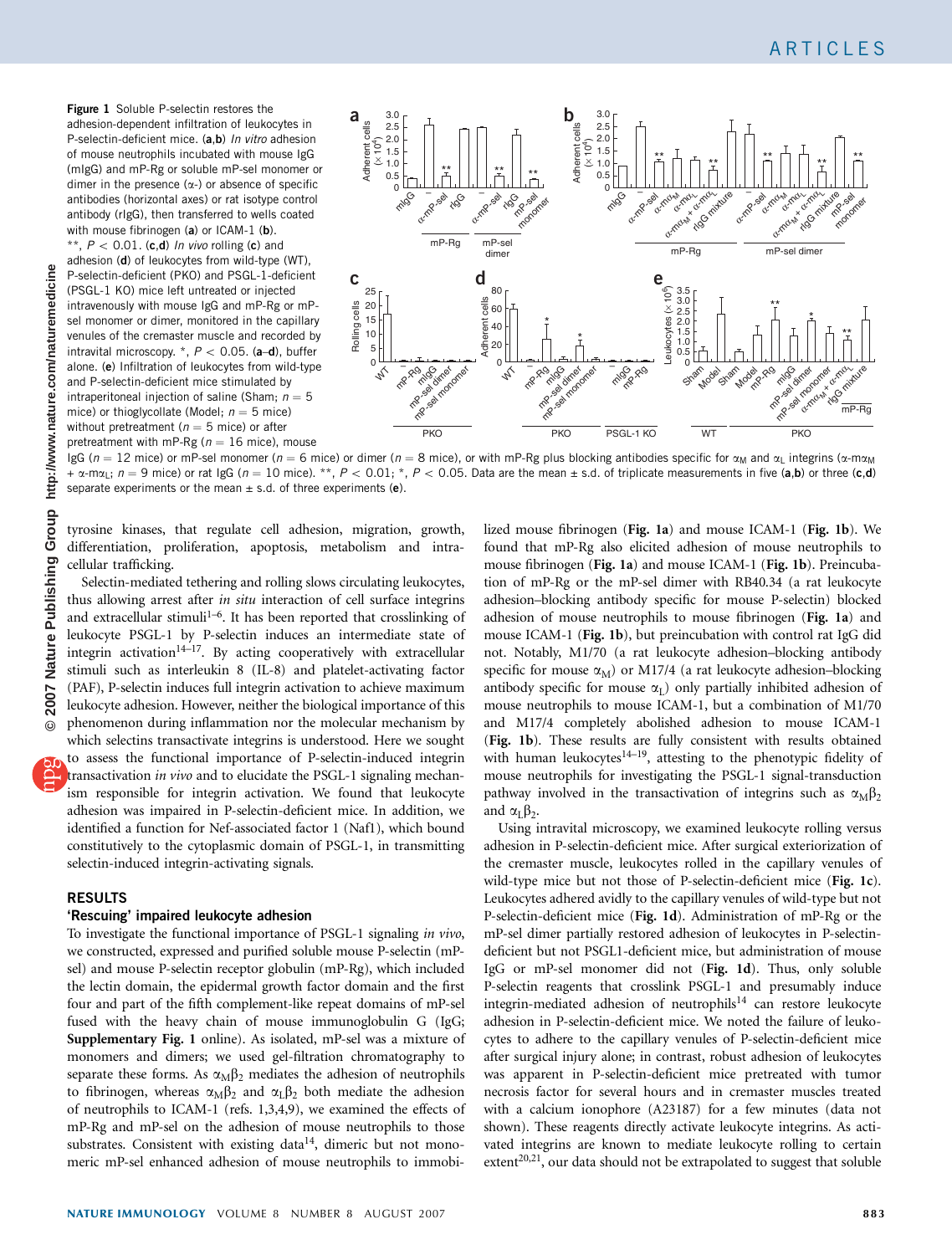**Figure 1** Soluble P-selectin restores the adhesion-dependent infiltration of leukocytes in P-selectin-deficient mice. (**a**,**b**) *In vitro* adhesion of mouse neutrophils incubated with mouse IgG (mIgG) and mP-Rg or soluble mP-sel monomer or dimer in the presence (α-) or absence of specific antibodies (horizontal axes) or rat isotype control antibody (rIgG), then transferred to wells coated with mouse fibrinogen (**a**) or ICAM-1 (**b**). **, $P < 0.01$. (**c**,**d**) *In vivo* rolling (**c**) and adhesion (**d**) of leukocytes from wild-type (WT), P-selectin-deficient (PKO) and PSGL-1-deficient (PSGL-1 KO) mice left untreated or injected intravenously with mouse IgG and mP-Rg or mP-sel monomer or dimer, monitored in the capillary venules of the cremaster muscle and recorded by intravital microscopy. *, $P < 0.05$. (**a**–**d**), buffer alone. (**e**) Infiltration of leukocytes from wild-type and P-selectin-deficient mice stimulated by intraperitoneal injection of saline (Sham; $n = 5$ mice) or thioglycollate (Model; $n = 5$ mice) without pretreatment ($n = 5$ mice) or after pretreatment with mP-Rg ($n = 16$ mice), mouse IgG ($n = 12$ mice) or mP-sel monomer ($n = 6$ mice) or dimer ($n = 8$ mice), or with mP-Rg plus blocking antibodies specific for $\alpha_M$ and $\alpha_L$ integrins (α-m$\alpha_M$ + α-m$\alpha_L$; $n = 9$ mice) or rat IgG ($n = 10$ mice). **, $P < 0.01$; *, $P < 0.05$. Data are the mean ± s.d. of triplicate measurements in five (**a**,**b**) or three (**c**,**d**) separate experiments or the mean ± s.d. of three experiments (**e**).

tyrosine kinases, that regulate cell adhesion, migration, growth, differentiation, proliferation, apoptosis, metabolism and intracellular trafficking.

Selectin-mediated tethering and rolling slows circulating leukocytes, thus allowing arrest after *in situ* interaction of cell surface integrins and extracellular stimuli[1–6]. It has been reported that crosslinking of leukocyte PSGL-1 by P-selectin induces an intermediate state of integrin activation[14–17]. By acting cooperatively with extracellular stimuli such as interleukin 8 (IL-8) and platelet-activating factor (PAF), P-selectin induces full integrin activation to achieve maximum leukocyte adhesion. However, neither the biological importance of this phenomenon during inflammation nor the molecular mechanism by which selectins transactivate integrins is understood. Here we sought to assess the functional importance of P-selectin-induced integrin transactivation *in vivo* and to elucidate the PSGL-1 signaling mechanism responsible for integrin activation. We found that leukocyte adhesion was impaired in P-selectin-deficient mice. In addition, we identified a function for Nef-associated factor 1 (Naf1), which bound constitutively to the cytoplasmic domain of PSGL-1, in transmitting selectin-induced integrin-activating signals.

## RESULTS

### 'Rescuing' impaired leukocyte adhesion

To investigate the functional importance of PSGL-1 signaling *in vivo*, we constructed, expressed and purified soluble mouse P-selectin (mP-sel) and mouse P-selectin receptor globulin (mP-Rg), which included the lectin domain, the epidermal growth factor domain and the first four and part of the fifth complement-like repeat domains of mP-sel fused with the heavy chain of mouse immunoglobulin G (IgG; **Supplementary Fig. 1** online). As isolated, mP-sel was a mixture of monomers and dimers; we used gel-filtration chromatography to separate these forms. As $\alpha_M\beta_2$ mediates the adhesion of neutrophils to fibrinogen, whereas $\alpha_M\beta_2$ and $\alpha_L\beta_2$ both mediate the adhesion of neutrophils to ICAM-1 (refs. 1,3,4,9), we examined the effects of mP-Rg and mP-sel on the adhesion of mouse neutrophils to those substrates. Consistent with existing data[14], dimeric but not monomeric mP-sel enhanced adhesion of mouse neutrophils to immobilized mouse fibrinogen (**Fig. 1a**) and mouse ICAM-1 (**Fig. 1b**). We found that mP-Rg also elicited adhesion of mouse neutrophils to mouse fibrinogen (**Fig. 1a**) and mouse ICAM-1 (**Fig. 1b**). Preincubation of mP-Rg or the mP-sel dimer with RB40.34 (a rat leukocyte adhesion–blocking antibody specific for mouse P-selectin) blocked adhesion of mouse neutrophils to mouse fibrinogen (**Fig. 1a**) and mouse ICAM-1 (**Fig. 1b**), but preincubation with control rat IgG did not. Notably, M1/70 (a rat leukocyte adhesion–blocking antibody specific for mouse $\alpha_M$) or M17/4 (a rat leukocyte adhesion–blocking antibody specific for mouse $\alpha_L$) only partially inhibited adhesion of mouse neutrophils to mouse ICAM-1, but a combination of M1/70 and M17/4 completely abolished adhesion to mouse ICAM-1 (**Fig. 1b**). These results are fully consistent with results obtained with human leukocytes[14–19], attesting to the phenotypic fidelity of mouse neutrophils for investigating the PSGL-1 signal-transduction pathway involved in the transactivation of integrins such as $\alpha_M\beta_2$ and $\alpha_L\beta_2$.

Using intravital microscopy, we examined leukocyte rolling versus adhesion in P-selectin-deficient mice. After surgical exteriorization of the cremaster muscle, leukocytes rolled in the capillary venules of wild-type mice but not those of P-selectin-deficient mice (**Fig. 1c**). Leukocytes adhered avidly to the capillary venules of wild-type but not P-selectin-deficient mice (**Fig. 1d**). Administration of mP-Rg or the mP-sel dimer partially restored adhesion of leukocytes in P-selectin-deficient but not PSGL1-deficient mice, but administration of mouse IgG or mP-sel monomer did not (**Fig. 1d**). Thus, only soluble P-selectin reagents that crosslink PSGL-1 and presumably induce integrin-mediated adhesion of neutrophils[14] can restore leukocyte adhesion in P-selectin-deficient mice. We noted the failure of leukocytes to adhere to the capillary venules of P-selectin-deficient mice after surgical injury alone; in contrast, robust adhesion of leukocytes was apparent in P-selectin-deficient mice pretreated with tumor necrosis factor for several hours and in cremaster muscles treated with a calcium ionophore (A23187) for a few minutes (data not shown). These reagents directly activate leukocyte integrins. As activated integrins are known to mediate leukocyte rolling to certain extent[20,21], our data should not be extrapolated to suggest that soluble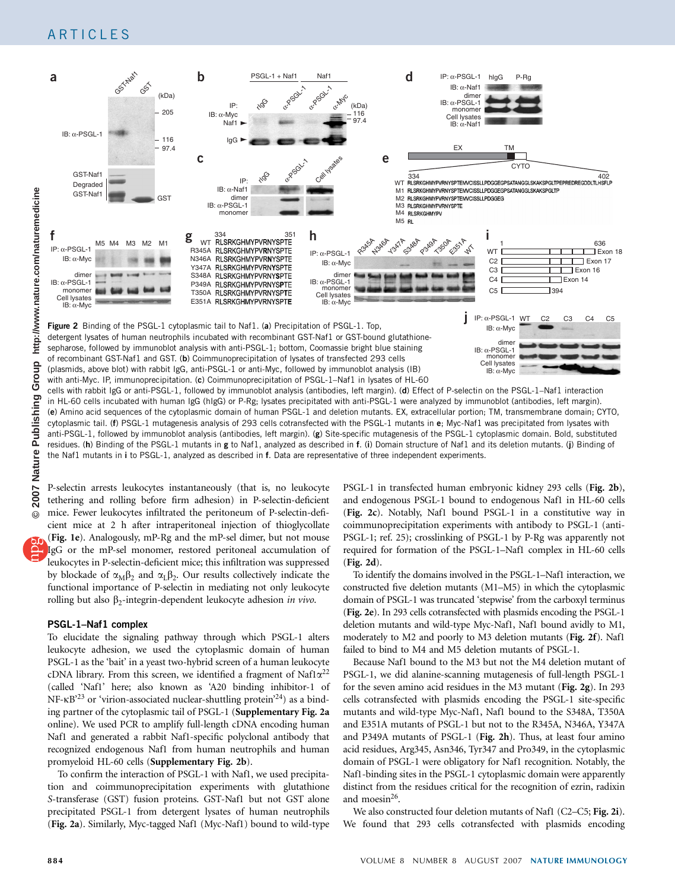**Figure 2** Binding of the PSGL-1 cytoplasmic tail to Naf1. (**a**) Precipitation of PSGL-1. Top, detergent lysates of human neutrophils incubated with recombinant GST-Naf1 or GST-bound glutathione-sepharose, followed by immunoblot analysis with anti-PSGL-1; bottom, Coomassie bright blue staining of recombinant GST-Naf1 and GST. (**b**) Coimmunoprecipitation of lysates of transfected 293 cells (plasmids, above blot) with rabbit IgG, anti-PSGL-1 or anti-Myc, followed by immunoblot analysis (IB) with anti-Myc. IP, immunoprecipitation. (**c**) Coimmunoprecipitation of PSGL-1–Naf1 in lysates of HL-60 cells with rabbit IgG or anti-PSGL-1, followed by immunoblot analysis (antibodies, left margin). (**d**) Effect of P-selectin on the PSGL-1–Naf1 interaction in HL-60 cells incubated with human IgG (hIgG) or P-Rg; lysates precipitated with anti-PSGL-1 were analyzed by immunoblot (antibodies, left margin). (**e**) Amino acid sequences of the cytoplasmic domain of human PSGL-1 and deletion mutants. EX, extracellular portion; TM, transmembrane domain; CYTO, cytoplasmic tail. (**f**) PSGL-1 mutagenesis analysis of 293 cells cotransfected with the PSGL-1 mutants in **e**; Myc-Naf1 was precipitated from lysates with anti-PSGL-1, followed by immunoblot analysis (antibodies, left margin). (**g**) Site-specific mutagenesis of the PSGL-1 cytoplasmic domain. Bold, substituted residues. (**h**) Binding of the PSGL-1 mutants in **g** to Naf1, analyzed as described in **f**. (**i**) Domain structure of Naf1 and its deletion mutants. (**j**) Binding of the Naf1 mutants in **i** to PSGL-1, analyzed as described in **f**. Data are representative of three independent experiments.

P-selectin arrests leukocytes instantaneously (that is, no leukocyte tethering and rolling before firm adhesion) in P-selectin-deficient mice. Fewer leukocytes infiltrated the peritoneum of P-selectin-deficient mice at 2 h after intraperitoneal injection of thioglycollate (**Fig. 1e**). Analogously, mP-Rg and the mP-sel dimer, but not mouse IgG or the mP-sel monomer, restored peritoneal accumulation of leukocytes in P-selectin-deficient mice; this infiltration was suppressed by blockade of $\alpha_M\beta_2$ and $\alpha_L\beta_2$. Our results collectively indicate the functional importance of P-selectin in mediating not only leukocyte rolling but also $\beta_2$-integrin-dependent leukocyte adhesion *in vivo*.

## PSGL-1–Naf1 complex

To elucidate the signaling pathway through which PSGL-1 alters leukocyte adhesion, we used the cytoplasmic domain of human PSGL-1 as the 'bait' in a yeast two-hybrid screen of a human leukocyte cDNA library. From this screen, we identified a fragment of Naf1$\alpha$[22] (called 'Naf1' here; also known as 'A20 binding inhibitor-1 of NF-κB'[23] or 'virion-associated nuclear-shuttling protein'[24]) as a binding partner of the cytoplasmic tail of PSGL-1 (**Supplementary Fig. 2a** online). We used PCR to amplify full-length cDNA encoding human Naf1 and generated a rabbit Naf1-specific polyclonal antibody that recognized endogenous Naf1 from human neutrophils and human promyeloid HL-60 cells (**Supplementary Fig. 2b**).

To confirm the interaction of PSGL-1 with Naf1, we used precipitation and coimmunoprecipitation experiments with glutathione *S*-transferase (GST) fusion proteins. GST-Naf1 but not GST alone precipitated PSGL-1 from detergent lysates of human neutrophils (**Fig. 2a**). Similarly, Myc-tagged Naf1 (Myc-Naf1) bound to wild-type PSGL-1 in transfected human embryonic kidney 293 cells (**Fig. 2b**), and endogenous PSGL-1 bound to endogenous Naf1 in HL-60 cells (**Fig. 2c**). Notably, Naf1 bound PSGL-1 in a constitutive way in coimmunoprecipitation experiments with antibody to PSGL-1 (anti-PSGL-1; ref. 25); crosslinking of PSGL-1 by P-Rg was apparently not required for formation of the PSGL-1–Naf1 complex in HL-60 cells (**Fig. 2d**).

To identify the domains involved in the PSGL-1–Naf1 interaction, we constructed five deletion mutants (M1–M5) in which the cytoplasmic domain of PSGL-1 was truncated 'stepwise' from the carboxyl terminus (**Fig. 2e**). In 293 cells cotransfected with plasmids encoding the PSGL-1 deletion mutants and wild-type Myc-Naf1, Naf1 bound avidly to M1, moderately to M2 and poorly to M3 deletion mutants (**Fig. 2f**). Naf1 failed to bind to M4 and M5 deletion mutants of PSGL-1.

Because Naf1 bound to the M3 but not the M4 deletion mutant of PSGL-1, we did alanine-scanning mutagenesis of full-length PSGL-1 for the seven amino acid residues in the M3 mutant (**Fig. 2g**). In 293 cells cotransfected with plasmids encoding the PSGL-1 site-specific mutants and wild-type Myc-Naf1, Naf1 bound to the S348A, T350A and E351A mutants of PSGL-1 but not to the R345A, N346A, Y347A and P349A mutants of PSGL-1 (**Fig. 2h**). Thus, at least four amino acid residues, Arg345, Asn346, Tyr347 and Pro349, in the cytoplasmic domain of PSGL-1 were obligatory for Naf1 recognition. Notably, the Naf1-binding sites in the PSGL-1 cytoplasmic domain were apparently distinct from the residues critical for the recognition of ezrin, radixin and moesin[26].

We also constructed four deletion mutants of Naf1 (C2–C5; **Fig. 2i**). We found that 293 cells cotransfected with plasmids encoding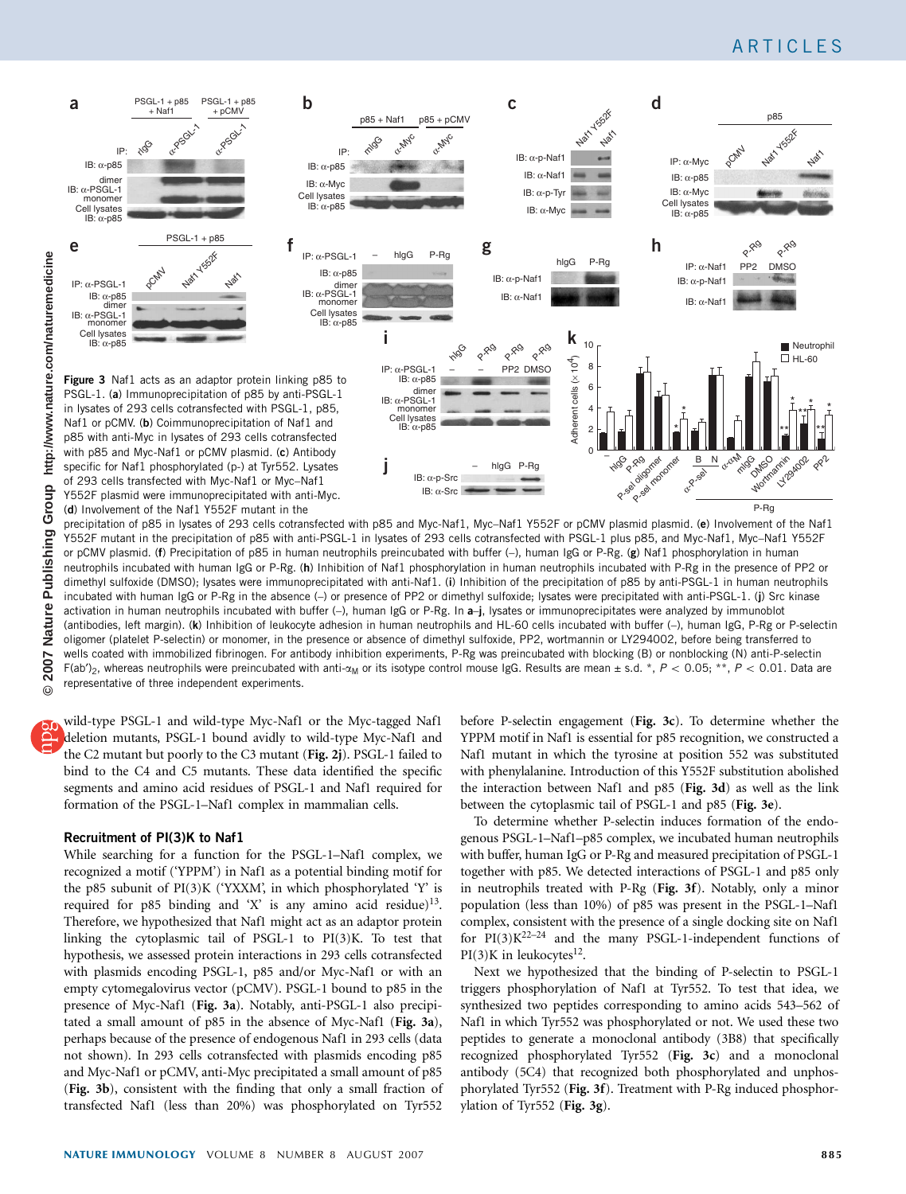**Figure 3** Naf1 acts as an adaptor protein linking p85 to PSGL-1. (**a**) Immunoprecipitation of p85 by anti-PSGL-1 in lysates of 293 cells cotransfected with PSGL-1, p85, Naf1 or pCMV. (**b**) Coimmunoprecipitation of Naf1 and p85 with anti-Myc in lysates of 293 cells cotransfected with p85 and Myc-Naf1 or pCMV plasmid. (**c**) Antibody specific for Naf1 phosphorylated (p-) at Tyr552. Lysates of 293 cells transfected with Myc-Naf1 or Myc–Naf1 Y552F plasmid were immunoprecipitated with anti-Myc. (**d**) Involvement of the Naf1 Y552F mutant in the precipitation of p85 in lysates of 293 cells cotransfected with p85 and Myc-Naf1, Myc–Naf1 Y552F or pCMV plasmid plasmid. (**e**) Involvement of the Naf1 Y552F mutant in the precipitation of p85 with anti-PSGL-1 in lysates of 293 cells cotransfected with PSGL-1 plus p85, and Myc-Naf1, Myc–Naf1 Y552F or pCMV plasmid. (**f**) Precipitation of p85 in human neutrophils preincubated with buffer (–), human IgG or P-Rg. (**g**) Naf1 phosphorylation in human neutrophils incubated with human IgG or P-Rg. (**h**) Inhibition of Naf1 phosphorylation in human neutrophils incubated with P-Rg in the presence of PP2 or dimethyl sulfoxide (DMSO); lysates were immunoprecipitated with anti-Naf1. (**i**) Inhibition of the precipitation of p85 by anti-PSGL-1 in human neutrophils incubated with human IgG or P-Rg in the absence (–) or presence of PP2 or dimethyl sulfoxide; lysates were precipitated with anti-PSGL-1. (**j**) Src kinase activation in human neutrophils incubated with buffer (–), human IgG or P-Rg. In **a**–**j**, lysates or immunoprecipitates were analyzed by immunoblot (antibodies, left margin). (**k**) Inhibition of leukocyte adhesion in human neutrophils and HL-60 cells incubated with buffer (–), human IgG, P-Rg or P-selectin oligomer (platelet P-selectin) or monomer, in the presence or absence of dimethyl sulfoxide, PP2, wortmannin or LY294002, before being transferred to wells coated with immobilized fibrinogen. For antibody inhibition experiments, P-Rg was preincubated with blocking (B) or nonblocking (N) anti-P-selectin F(ab′)$_2$, whereas neutrophils were preincubated with anti-$\alpha_M$ or its isotype control mouse IgG. Results are mean ± s.d. *, $P < 0.05$; **, $P < 0.01$. Data are representative of three independent experiments.

wild-type PSGL-1 and wild-type Myc-Naf1 or the Myc-tagged Naf1 deletion mutants, PSGL-1 bound avidly to wild-type Myc-Naf1 and the C2 mutant but poorly to the C3 mutant (**Fig. 2j**). PSGL-1 failed to bind to the C4 and C5 mutants. These data identified the specific segments and amino acid residues of PSGL-1 and Naf1 required for formation of the PSGL-1–Naf1 complex in mammalian cells.

### Recruitment of PI(3)K to Naf1

While searching for a function for the PSGL-1–Naf1 complex, we recognized a motif ('YPPM') in Naf1 as a potential binding motif for the p85 subunit of PI(3)K ('YXXM', in which phosphorylated 'Y' is required for p85 binding and 'X' is any amino acid residue)[13]. Therefore, we hypothesized that Naf1 might act as an adaptor protein linking the cytoplasmic tail of PSGL-1 to PI(3)K. To test that hypothesis, we assessed protein interactions in 293 cells cotransfected with plasmids encoding PSGL-1, p85 and/or Myc-Naf1 or with an empty cytomegalovirus vector (pCMV). PSGL-1 bound to p85 in the presence of Myc-Naf1 (**Fig. 3a**). Notably, anti-PSGL-1 also precipitated a small amount of p85 in the absence of Myc-Naf1 (**Fig. 3a**), perhaps because of the presence of endogenous Naf1 in 293 cells (data not shown). In 293 cells cotransfected with plasmids encoding p85 and Myc-Naf1 or pCMV, anti-Myc precipitated a small amount of p85 (**Fig. 3b**), consistent with the finding that only a small fraction of transfected Naf1 (less than 20%) was phosphorylated on Tyr552 before P-selectin engagement (**Fig. 3c**). To determine whether the YPPM motif in Naf1 is essential for p85 recognition, we constructed a Naf1 mutant in which the tyrosine at position 552 was substituted with phenylalanine. Introduction of this Y552F substitution abolished the interaction between Naf1 and p85 (**Fig. 3d**) as well as the link between the cytoplasmic tail of PSGL-1 and p85 (**Fig. 3e**).

To determine whether P-selectin induces formation of the endogenous PSGL-1–Naf1–p85 complex, we incubated human neutrophils with buffer, human IgG or P-Rg and measured precipitation of PSGL-1 together with p85. We detected interactions of PSGL-1 and p85 only in neutrophils treated with P-Rg (**Fig. 3f**). Notably, only a minor population (less than 10%) of p85 was present in the PSGL-1–Naf1 complex, consistent with the presence of a single docking site on Naf1 for PI(3)K[22–24] and the many PSGL-1-independent functions of PI(3)K in leukocytes[12].

Next we hypothesized that the binding of P-selectin to PSGL-1 triggers phosphorylation of Naf1 at Tyr552. To test that idea, we synthesized two peptides corresponding to amino acids 543–562 of Naf1 in which Tyr552 was phosphorylated or not. We used these two peptides to generate a monoclonal antibody (3B8) that specifically recognized phosphorylated Tyr552 (**Fig. 3c**) and a monoclonal antibody (5C4) that recognized both phosphorylated and unphosphorylated Tyr552 (**Fig. 3f**). Treatment with P-Rg induced phosphorylation of Tyr552 (**Fig. 3g**).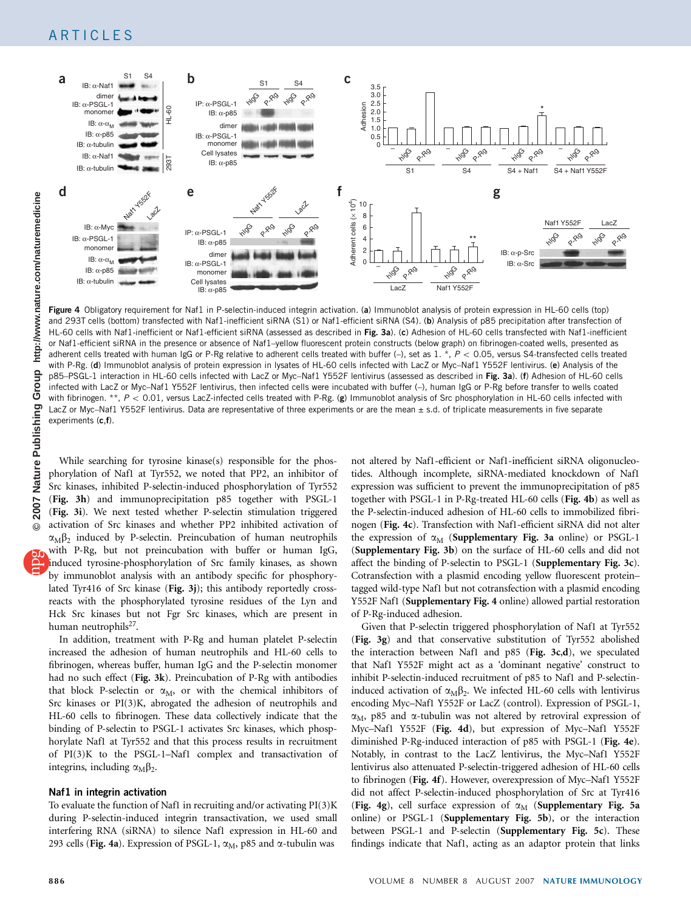**Figure 4** Obligatory requirement for Naf1 in P-selectin-induced integrin activation. (**a**) Immunoblot analysis of protein expression in HL-60 cells (top) and 293T cells (bottom) transfected with Naf1-inefficient siRNA (S1) or Naf1-efficient siRNA (S4). (**b**) Analysis of p85 precipitation after transfection of HL-60 cells with Naf1-inefficient or Naf1-efficient siRNA (assessed as described in **Fig. 3a**). (**c**) Adhesion of HL-60 cells transfected with Naf1-inefficient or Naf1-efficient siRNA in the presence or absence of Naf1–yellow fluorescent protein constructs (below graph) on fibrinogen-coated wells, presented as adherent cells treated with human IgG or P-Rg relative to adherent cells treated with buffer (–), set as 1. *, $P < 0.05$, versus S4-transfected cells treated with P-Rg. (**d**) Immunoblot analysis of protein expression in lysates of HL-60 cells infected with LacZ or Myc–Naf1 Y552F lentivirus. (**e**) Analysis of the p85–PSGL-1 interaction in HL-60 cells infected with LacZ or Myc–Naf1 Y552F lentivirus (assessed as described in **Fig. 3a**). (**f**) Adhesion of HL-60 cells infected with LacZ or Myc–Naf1 Y552F lentivirus, then infected cells were incubated with buffer (–), human IgG or P-Rg before transfer to wells coated with fibrinogen. **, $P < 0.01$, versus LacZ-infected cells treated with P-Rg. (**g**) Immunoblot analysis of Src phosphorylation in HL-60 cells infected with LacZ or Myc–Naf1 Y552F lentivirus. Data are representative of three experiments or are the mean ± s.d. of triplicate measurements in five separate experiments (**c**,**f**).

While searching for tyrosine kinase(s) responsible for the phosphorylation of Naf1 at Tyr552, we noted that PP2, an inhibitor of Src kinases, inhibited P-selectin-induced phosphorylation of Tyr552 (**Fig. 3h**) and immunoprecipitation p85 together with PSGL-1 (**Fig. 3i**). We next tested whether P-selectin stimulation triggered activation of Src kinases and whether PP2 inhibited activation of $\alpha_M\beta_2$ induced by P-selectin. Preincubation of human neutrophils with P-Rg, but not preincubation with buffer or human IgG, induced tyrosine-phosphorylation of Src family kinases, as shown by immunoblot analysis with an antibody specific for phosphorylated Tyr416 of Src kinase (**Fig. 3j**); this antibody reportedly cross-reacts with the phosphorylated tyrosine residues of the Lyn and Hck Src kinases but not Fgr Src kinases, which are present in human neutrophils[27].

In addition, treatment with P-Rg and human platelet P-selectin increased the adhesion of human neutrophils and HL-60 cells to fibrinogen, whereas buffer, human IgG and the P-selectin monomer had no such effect (**Fig. 3k**). Preincubation of P-Rg with antibodies that block P-selectin or $\alpha_M$, or with the chemical inhibitors of Src kinases or PI(3)K, abrogated the adhesion of neutrophils and HL-60 cells to fibrinogen. These data collectively indicate that the binding of P-selectin to PSGL-1 activates Src kinases, which phosphorylate Naf1 at Tyr552 and that this process results in recruitment of PI(3)K to the PSGL-1–Naf1 complex and transactivation of integrins, including $\alpha_M\beta_2$.

### Naf1 in integrin activation

To evaluate the function of Naf1 in recruiting and/or activating PI(3)K during P-selectin-induced integrin transactivation, we used small interfering RNA (siRNA) to silence Naf1 expression in HL-60 and 293 cells (**Fig. 4a**). Expression of PSGL-1, $\alpha_M$, p85 and $\alpha$-tubulin was not altered by Naf1-efficient or Naf1-inefficient siRNA oligonucleotides. Although incomplete, siRNA-mediated knockdown of Naf1 expression was sufficient to prevent the immunoprecipitation of p85 together with PSGL-1 in P-Rg-treated HL-60 cells (**Fig. 4b**) as well as the P-selectin-induced adhesion of HL-60 cells to immobilized fibrinogen (**Fig. 4c**). Transfection with Naf1-efficient siRNA did not alter the expression of $\alpha_M$ (**Supplementary Fig. 3a** online) or PSGL-1 (**Supplementary Fig. 3b**) on the surface of HL-60 cells and did not affect the binding of P-selectin to PSGL-1 (**Supplementary Fig. 3c**). Cotransfection with a plasmid encoding yellow fluorescent protein–tagged wild-type Naf1 but not cotransfection with a plasmid encoding Y552F Naf1 (**Supplementary Fig. 4** online) allowed partial restoration of P-Rg-induced adhesion.

Given that P-selectin triggered phosphorylation of Naf1 at Tyr552 (**Fig. 3g**) and that conservative substitution of Tyr552 abolished the interaction between Naf1 and p85 (**Fig. 3c,d**), we speculated that Naf1 Y552F might act as a 'dominant negative' construct to inhibit P-selectin-induced recruitment of p85 to Naf1 and P-selectin-induced activation of $\alpha_M\beta_2$. We infected HL-60 cells with lentivirus encoding Myc–Naf1 Y552F or LacZ (control). Expression of PSGL-1, $\alpha_M$, p85 and $\alpha$-tubulin was not altered by retroviral expression of Myc–Naf1 Y552F (**Fig. 4d**), but expression of Myc–Naf1 Y552F diminished P-Rg-induced interaction of p85 with PSGL-1 (**Fig. 4e**). Notably, in contrast to the LacZ lentivirus, the Myc–Naf1 Y552F lentivirus also attenuated P-selectin-triggered adhesion of HL-60 cells to fibrinogen (**Fig. 4f**). However, overexpression of Myc–Naf1 Y552F did not affect P-selectin-induced phosphorylation of Src at Tyr416 (**Fig. 4g**), cell surface expression of $\alpha_M$ (**Supplementary Fig. 5a** online) or PSGL-1 (**Supplementary Fig. 5b**), or the interaction between PSGL-1 and P-selectin (**Supplementary Fig. 5c**). These findings indicate that Naf1, acting as an adaptor protein that links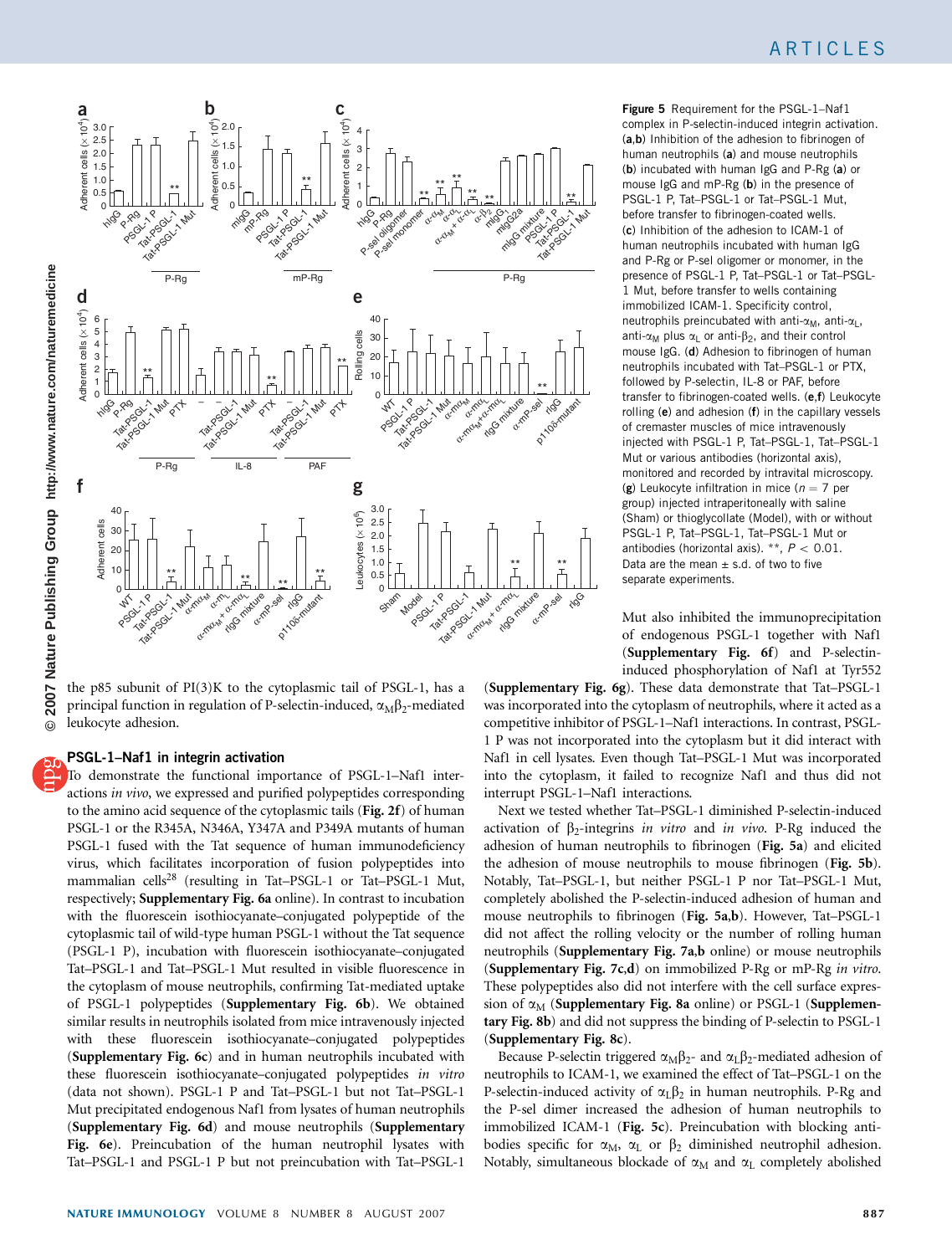Figure 5 Requirement for the PSGL-1–Naf1 complex in P-selectin-induced integrin activation. (a,b) Inhibition of the adhesion to fibrinogen of human neutrophils (a) and mouse neutrophils (b) incubated with human IgG and P-Rg (a) or mouse IgG and mP-Rg (b) in the presence of PSGL-1 P, Tat–PSGL-1 or Tat–PSGL-1 Mut, before transfer to fibrinogen-coated wells. (c) Inhibition of the adhesion to ICAM-1 of human neutrophils incubated with human IgG and P-Rg or P-sel oligomer or monomer, in the presence of PSGL-1 P, Tat–PSGL-1 or Tat–PSGL-1 Mut, before transfer to wells containing immobilized ICAM-1. Specificity control, neutrophils preincubated with anti-$\alpha_M$, anti-$\alpha_L$, anti-$\alpha_M$ plus $\alpha_L$ or anti-$\beta_2$, and their control mouse IgG. (d) Adhesion to fibrinogen of human neutrophils incubated with Tat–PSGL-1 or PTX, followed by P-selectin, IL-8 or PAF, before transfer to fibrinogen-coated wells. (e,f) Leukocyte rolling (e) and adhesion (f) in the capillary vessels of cremaster muscles of mice intravenously injected with PSGL-1 P, Tat–PSGL-1, Tat–PSGL-1 Mut or various antibodies (horizontal axis), monitored and recorded by intravital microscopy. (g) Leukocyte infiltration in mice ($n = 7$ per group) injected intraperitoneally with saline (Sham) or thioglycollate (Model), with or without PSGL-1 P, Tat–PSGL-1, Tat–PSGL-1 Mut or antibodies (horizontal axis). **, $P < 0.01$. Data are the mean ± s.d. of two to five separate experiments.

the p85 subunit of PI(3)K to the cytoplasmic tail of PSGL-1, has a principal function in regulation of P-selectin-induced, $\alpha_M\beta_2$-mediated leukocyte adhesion.

## PSGL-1–Naf1 in integrin activation

To demonstrate the functional importance of PSGL-1–Naf1 interactions *in vivo*, we expressed and purified polypeptides corresponding to the amino acid sequence of the cytoplasmic tails (**Fig. 2f**) of human PSGL-1 or the R345A, N346A, Y347A and P349A mutants of human PSGL-1 fused with the Tat sequence of human immunodeficiency virus, which facilitates incorporation of fusion polypeptides into mammalian cells[28] (resulting in Tat–PSGL-1 or Tat–PSGL-1 Mut, respectively; **Supplementary Fig. 6a** online). In contrast to incubation with the fluorescein isothiocyanate–conjugated polypeptide of the cytoplasmic tail of wild-type human PSGL-1 without the Tat sequence (PSGL-1 P), incubation with fluorescein isothiocyanate–conjugated Tat–PSGL-1 and Tat–PSGL-1 Mut resulted in visible fluorescence in the cytoplasm of mouse neutrophils, confirming Tat-mediated uptake of PSGL-1 polypeptides (**Supplementary Fig. 6b**). We obtained similar results in neutrophils isolated from mice intravenously injected with these fluorescein isothiocyanate–conjugated polypeptides (**Supplementary Fig. 6c**) and in human neutrophils incubated with these fluorescein isothiocyanate–conjugated polypeptides *in vitro* (data not shown). PSGL-1 P and Tat–PSGL-1 but not Tat–PSGL-1 Mut precipitated endogenous Naf1 from lysates of human neutrophils (**Supplementary Fig. 6d**) and mouse neutrophils (**Supplementary Fig. 6e**). Preincubation of the human neutrophil lysates with Tat–PSGL-1 and PSGL-1 P but not preincubation with Tat–PSGL-1 Mut also inhibited the immunoprecipitation of endogenous PSGL-1 together with Naf1 (**Supplementary Fig. 6f**) and P-selectin-induced phosphorylation of Naf1 at Tyr552 (**Supplementary Fig. 6g**). These data demonstrate that Tat–PSGL-1 was incorporated into the cytoplasm of neutrophils, where it acted as a competitive inhibitor of PSGL-1–Naf1 interactions. In contrast, PSGL-1 P was not incorporated into the cytoplasm but it did interact with Naf1 in cell lysates. Even though Tat–PSGL-1 Mut was incorporated into the cytoplasm, it failed to recognize Naf1 and thus did not interrupt PSGL-1–Naf1 interactions.

Next we tested whether Tat–PSGL-1 diminished P-selectin-induced activation of $\beta_2$-integrins *in vitro* and *in vivo*. P-Rg induced the adhesion of human neutrophils to fibrinogen (**Fig. 5a**) and elicited the adhesion of mouse neutrophils to mouse fibrinogen (**Fig. 5b**). Notably, Tat–PSGL-1, but neither PSGL-1 P nor Tat–PSGL-1 Mut, completely abolished the P-selectin-induced adhesion of human and mouse neutrophils to fibrinogen (**Fig. 5a,b**). However, Tat–PSGL-1 did not affect the rolling velocity or the number of rolling human neutrophils (**Supplementary Fig. 7a,b** online) or mouse neutrophils (**Supplementary Fig. 7c,d**) on immobilized P-Rg or mP-Rg *in vitro*. These polypeptides also did not interfere with the cell surface expression of $\alpha_M$ (**Supplementary Fig. 8a** online) or PSGL-1 (**Supplementary Fig. 8b**) and did not suppress the binding of P-selectin to PSGL-1 (**Supplementary Fig. 8c**).

Because P-selectin triggered $\alpha_M\beta_2$- and $\alpha_L\beta_2$-mediated adhesion of neutrophils to ICAM-1, we examined the effect of Tat–PSGL-1 on the P-selectin-induced activity of $\alpha_L\beta_2$ in human neutrophils. P-Rg and the P-sel dimer increased the adhesion of human neutrophils to immobilized ICAM-1 (**Fig. 5c**). Preincubation with blocking antibodies specific for $\alpha_M$, $\alpha_L$ or $\beta_2$ diminished neutrophil adhesion. Notably, simultaneous blockade of $\alpha_M$ and $\alpha_L$ completely abolished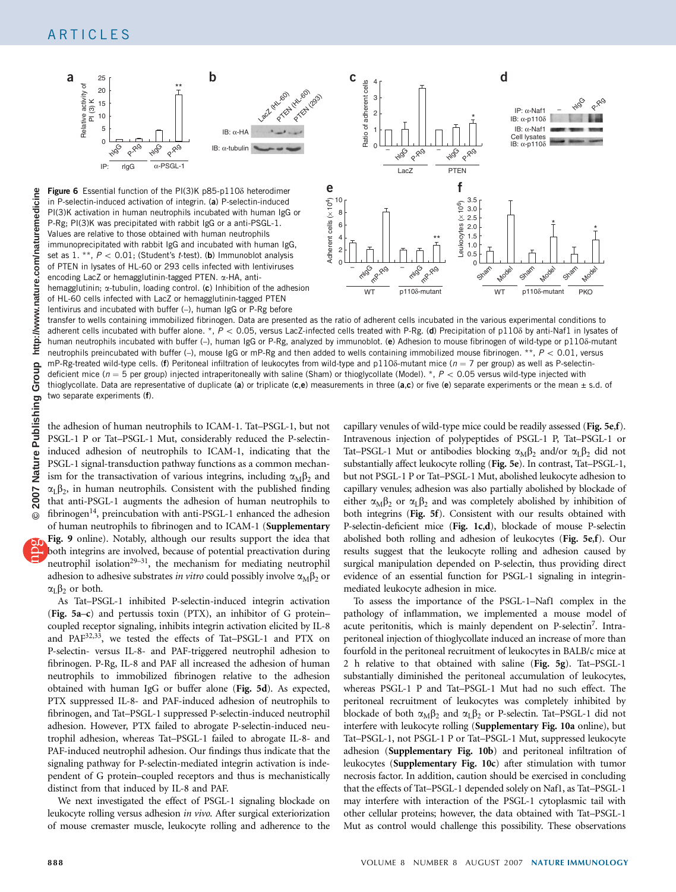**Figure 6** Essential function of the PI(3)K p85-p110δ heterodimer in P-selectin-induced activation of integrin. (**a**) P-selectin-induced PI(3)K activation in human neutrophils incubated with human IgG or P-Rg; PI(3)K was precipitated with rabbit IgG or a anti-PSGL-1. Values are relative to those obtained with human neutrophils immunoprecipitated with rabbit IgG and incubated with human IgG, set as 1. **, $P < 0.01$; (Student's $t$-test). (**b**) Immunoblot analysis of PTEN in lysates of HL-60 or 293 cells infected with lentiviruses encoding LacZ or hemagglutinin-tagged PTEN. α-HA, anti-hemagglutinin; α-tubulin, loading control. (**c**) Inhibition of the adhesion of HL-60 cells infected with LacZ or hemagglutinin-tagged PTEN lentivirus and incubated with buffer (–), human IgG or P-Rg before transfer to wells containing immobilized fibrinogen. Data are presented as the ratio of adherent cells incubated in the various experimental conditions to adherent cells incubated with buffer alone. *, $P < 0.05$, versus LacZ-infected cells treated with P-Rg. (**d**) Precipitation of p110δ by anti-Naf1 in lysates of human neutrophils incubated with buffer (–), human IgG or P-Rg, analyzed by immunoblot. (**e**) Adhesion to mouse fibrinogen of wild-type or p110δ-mutant neutrophils preincubated with buffer (–), mouse IgG or mP-Rg and then added to wells containing immobilized mouse fibrinogen. **, $P < 0.01$, versus mP-Rg-treated wild-type cells. (**f**) Peritoneal infiltration of leukocytes from wild-type and p110δ-mutant mice ($n = 7$ per group) as well as P-selectin-deficient mice ($n = 5$ per group) injected intraperitoneally with saline (Sham) or thioglycollate (Model). *, $P < 0.05$ versus wild-type injected with thioglycollate. Data are representative of duplicate (**a**) or triplicate (**c**,**e**) measurements in three (**a**,**c**) or five (**e**) separate experiments or the mean ± s.d. of two separate experiments (**f**).

the adhesion of human neutrophils to ICAM-1. Tat–PSGL-1, but not PSGL-1 P or Tat–PSGL-1 Mut, considerably reduced the P-selectin-induced adhesion of neutrophils to ICAM-1, indicating that the PSGL-1 signal-transduction pathway functions as a common mechanism for the transactivation of various integrins, including $\alpha_M\beta_2$ and $\alpha_L\beta_2$, in human neutrophils. Consistent with the published finding that anti-PSGL-1 augments the adhesion of human neutrophils to fibrinogen[14], preincubation with anti-PSGL-1 enhanced the adhesion of human neutrophils to fibrinogen and to ICAM-1 (**Supplementary Fig. 9** online). Notably, although our results support the idea that both integrins are involved, because of potential preactivation during neutrophil isolation[29–31], the mechanism for mediating neutrophil adhesion to adhesive substrates *in vitro* could possibly involve $\alpha_M\beta_2$ or $\alpha_L\beta_2$ or both.

As Tat–PSGL-1 inhibited P-selectin-induced integrin activation (**Fig. 5a–c**) and pertussis toxin (PTX), an inhibitor of G protein–coupled receptor signaling, inhibits integrin activation elicited by IL-8 and PAF[32,33], we tested the effects of Tat–PSGL-1 and PTX on P-selectin- versus IL-8- and PAF-triggered neutrophil adhesion to fibrinogen. P-Rg, IL-8 and PAF all increased the adhesion of human neutrophils to immobilized fibrinogen relative to the adhesion obtained with human IgG or buffer alone (**Fig. 5d**). As expected, PTX suppressed IL-8- and PAF-induced adhesion of neutrophils to fibrinogen, and Tat–PSGL-1 suppressed P-selectin-induced neutrophil adhesion. However, PTX failed to abrogate P-selectin-induced neutrophil adhesion, whereas Tat–PSGL-1 failed to abrogate IL-8- and PAF-induced neutrophil adhesion. Our findings thus indicate that the signaling pathway for P-selectin-mediated integrin activation is independent of G protein–coupled receptors and thus is mechanistically distinct from that induced by IL-8 and PAF.

We next investigated the effect of PSGL-1 signaling blockade on leukocyte rolling versus adhesion *in vivo*. After surgical exteriorization of mouse cremaster muscle, leukocyte rolling and adherence to the capillary venules of wild-type mice could be readily assessed (**Fig. 5e,f**). Intravenous injection of polypeptides of PSGL-1 P, Tat–PSGL-1 or Tat–PSGL-1 Mut or antibodies blocking $\alpha_M\beta_2$ and/or $\alpha_L\beta_2$ did not substantially affect leukocyte rolling (**Fig. 5e**). In contrast, Tat–PSGL-1, but not PSGL-1 P or Tat–PSGL-1 Mut, abolished leukocyte adhesion to capillary venules; adhesion was also partially abolished by blockade of either $\alpha_M\beta_2$ or $\alpha_L\beta_2$ and was completely abolished by inhibition of both integrins (**Fig. 5f**). Consistent with our results obtained with P-selectin-deficient mice (**Fig. 1c,d**), blockade of mouse P-selectin abolished both rolling and adhesion of leukocytes (**Fig. 5e,f**). Our results suggest that the leukocyte rolling and adhesion caused by surgical manipulation depended on P-selectin, thus providing direct evidence of an essential function for PSGL-1 signaling in integrin-mediated leukocyte adhesion in mice.

To assess the importance of the PSGL-1–Naf1 complex in the pathology of inflammation, we implemented a mouse model of acute peritonitis, which is mainly dependent on P-selectin[7]. Intraperitoneal injection of thioglycollate induced an increase of more than fourfold in the peritoneal recruitment of leukocytes in BALB/c mice at 2 h relative to that obtained with saline (**Fig. 5g**). Tat–PSGL-1 substantially diminished the peritoneal accumulation of leukocytes, whereas PSGL-1 P and Tat–PSGL-1 Mut had no such effect. The peritoneal recruitment of leukocytes was completely inhibited by blockade of both $\alpha_M\beta_2$ and $\alpha_L\beta_2$ or P-selectin. Tat–PSGL-1 did not interfere with leukocyte rolling (**Supplementary Fig. 10a** online), but Tat–PSGL-1, not PSGL-1 P or Tat–PSGL-1 Mut, suppressed leukocyte adhesion (**Supplementary Fig. 10b**) and peritoneal infiltration of leukocytes (**Supplementary Fig. 10c**) after stimulation with tumor necrosis factor. In addition, caution should be exercised in concluding that the effects of Tat–PSGL-1 depended solely on Naf1, as Tat–PSGL-1 may interfere with interaction of the PSGL-1 cytoplasmic tail with other cellular proteins; however, the data obtained with Tat–PSGL-1 Mut as control would challenge this possibility. These observations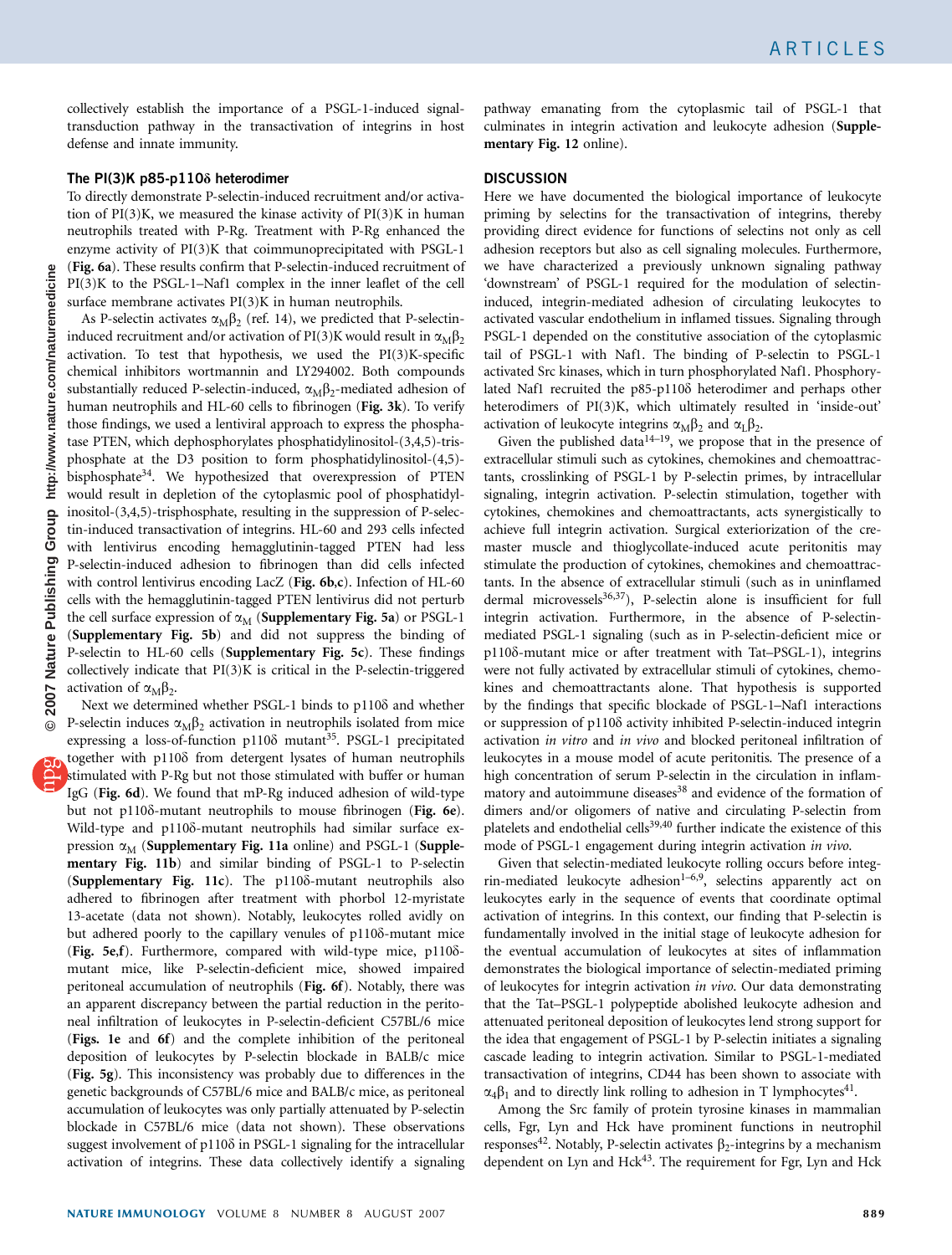collectively establish the importance of a PSGL-1-induced signal-transduction pathway in the transactivation of integrins in host defense and innate immunity.

### The PI(3)K p85-p110δ heterodimer

To directly demonstrate P-selectin-induced recruitment and/or activation of PI(3)K, we measured the kinase activity of PI(3)K in human neutrophils treated with P-Rg. Treatment with P-Rg enhanced the enzyme activity of PI(3)K that coimmunoprecipitated with PSGL-1 (**Fig. 6a**). These results confirm that P-selectin-induced recruitment of PI(3)K to the PSGL-1–Naf1 complex in the inner leaflet of the cell surface membrane activates PI(3)K in human neutrophils.

As P-selectin activates $\alpha_M\beta_2$ (ref. 14), we predicted that P-selectin-induced recruitment and/or activation of PI(3)K would result in $\alpha_M\beta_2$ activation. To test that hypothesis, we used the PI(3)K-specific chemical inhibitors wortmannin and LY294002. Both compounds substantially reduced P-selectin-induced, $\alpha_M\beta_2$-mediated adhesion of human neutrophils and HL-60 cells to fibrinogen (**Fig. 3k**). To verify those findings, we used a lentiviral approach to express the phosphatase PTEN, which dephosphorylates phosphatidylinositol-(3,4,5)-trisphosphate at the D3 position to form phosphatidylinositol-(4,5)-bisphosphate[34]. We hypothesized that overexpression of PTEN would result in depletion of the cytoplasmic pool of phosphatidylinositol-(3,4,5)-trisphosphate, resulting in the suppression of P-selectin-induced transactivation of integrins. HL-60 and 293 cells infected with lentivirus encoding hemagglutinin-tagged PTEN had less P-selectin-induced adhesion to fibrinogen than did cells infected with control lentivirus encoding LacZ (**Fig. 6b,c**). Infection of HL-60 cells with the hemagglutinin-tagged PTEN lentivirus did not perturb the cell surface expression of $\alpha_M$ (**Supplementary Fig. 5a**) or PSGL-1 (**Supplementary Fig. 5b**) and did not suppress the binding of P-selectin to HL-60 cells (**Supplementary Fig. 5c**). These findings collectively indicate that PI(3)K is critical in the P-selectin-triggered activation of $\alpha_M\beta_2$.

Next we determined whether PSGL-1 binds to p110δ and whether P-selectin induces $\alpha_M\beta_2$ activation in neutrophils isolated from mice expressing a loss-of-function p110δ mutant[35]. PSGL-1 precipitated together with p110δ from detergent lysates of human neutrophils stimulated with P-Rg but not those stimulated with buffer or human IgG (**Fig. 6d**). We found that mP-Rg induced adhesion of wild-type but not p110δ-mutant neutrophils to mouse fibrinogen (**Fig. 6e**). Wild-type and p110δ-mutant neutrophils had similar surface expression $\alpha_M$ (**Supplementary Fig. 11a** online) and PSGL-1 (**Supplementary Fig. 11b**) and similar binding of PSGL-1 to P-selectin (**Supplementary Fig. 11c**). The p110δ-mutant neutrophils also adhered to fibrinogen after treatment with phorbol 12-myristate 13-acetate (data not shown). Notably, leukocytes rolled avidly on but adhered poorly to the capillary venules of p110δ-mutant mice (**Fig. 5e,f**). Furthermore, compared with wild-type mice, p110δ-mutant mice, like P-selectin-deficient mice, showed impaired peritoneal accumulation of neutrophils (**Fig. 6f**). Notably, there was an apparent discrepancy between the partial reduction in the peritoneal infiltration of leukocytes in P-selectin-deficient C57BL/6 mice (**Figs. 1e** and **6f**) and the complete inhibition of the peritoneal deposition of leukocytes by P-selectin blockade in BALB/c mice (**Fig. 5g**). This inconsistency was probably due to differences in the genetic backgrounds of C57BL/6 mice and BALB/c mice, as peritoneal accumulation of leukocytes was only partially attenuated by P-selectin blockade in C57BL/6 mice (data not shown). These observations suggest involvement of p110δ in PSGL-1 signaling for the intracellular activation of integrins. These data collectively identify a signaling pathway emanating from the cytoplasmic tail of PSGL-1 that culminates in integrin activation and leukocyte adhesion (**Supplementary Fig. 12** online).

## DISCUSSION

Here we have documented the biological importance of leukocyte priming by selectins for the transactivation of integrins, thereby providing direct evidence for functions of selectins not only as cell adhesion receptors but also as cell signaling molecules. Furthermore, we have characterized a previously unknown signaling pathway 'downstream' of PSGL-1 required for the modulation of selectin-induced, integrin-mediated adhesion of circulating leukocytes to activated vascular endothelium in inflamed tissues. Signaling through PSGL-1 depended on the constitutive association of the cytoplasmic tail of PSGL-1 with Naf1. The binding of P-selectin to PSGL-1 activated Src kinases, which in turn phosphorylated Naf1. Phosphorylated Naf1 recruited the p85-p110δ heterodimer and perhaps other heterodimers of PI(3)K, which ultimately resulted in 'inside-out' activation of leukocyte integrins $\alpha_M\beta_2$ and $\alpha_L\beta_2$.

Given the published data[14–19], we propose that in the presence of extracellular stimuli such as cytokines, chemokines and chemoattractants, crosslinking of PSGL-1 by P-selectin primes, by intracellular signaling, integrin activation. P-selectin stimulation, together with cytokines, chemokines and chemoattractants, acts synergistically to achieve full integrin activation. Surgical exteriorization of the cremaster muscle and thioglycollate-induced acute peritonitis may stimulate the production of cytokines, chemokines and chemoattractants. In the absence of extracellular stimuli (such as in uninflamed dermal microvessels[36,37]), P-selectin alone is insufficient for full integrin activation. Furthermore, in the absence of P-selectin-mediated PSGL-1 signaling (such as in P-selectin-deficient mice or p110δ-mutant mice or after treatment with Tat–PSGL-1), integrins were not fully activated by extracellular stimuli of cytokines, chemokines and chemoattractants alone. That hypothesis is supported by the findings that specific blockade of PSGL-1–Naf1 interactions or suppression of p110δ activity inhibited P-selectin-induced integrin activation *in vitro* and *in vivo* and blocked peritoneal infiltration of leukocytes in a mouse model of acute peritonitis. The presence of a high concentration of serum P-selectin in the circulation in inflammatory and autoimmune diseases[38] and evidence of the formation of dimers and/or oligomers of native and circulating P-selectin from platelets and endothelial cells[39,40] further indicate the existence of this mode of PSGL-1 engagement during integrin activation *in vivo*.

Given that selectin-mediated leukocyte rolling occurs before integrin-mediated leukocyte adhesion[1–6,9], selectins apparently act on leukocytes early in the sequence of events that coordinate optimal activation of integrins. In this context, our finding that P-selectin is fundamentally involved in the initial stage of leukocyte adhesion for the eventual accumulation of leukocytes at sites of inflammation demonstrates the biological importance of selectin-mediated priming of leukocytes for integrin activation *in vivo*. Our data demonstrating that the Tat–PSGL-1 polypeptide abolished leukocyte adhesion and attenuated peritoneal deposition of leukocytes lend strong support for the idea that engagement of PSGL-1 by P-selectin initiates a signaling cascade leading to integrin activation. Similar to PSGL-1-mediated transactivation of integrins, CD44 has been shown to associate with $\alpha_4\beta_1$ and to directly link rolling to adhesion in T lymphocytes[41].

Among the Src family of protein tyrosine kinases in mammalian cells, Fgr, Lyn and Hck have prominent functions in neutrophil responses[42]. Notably, P-selectin activates $\beta_2$-integrins by a mechanism dependent on Lyn and Hck[43]. The requirement for Fgr, Lyn and Hck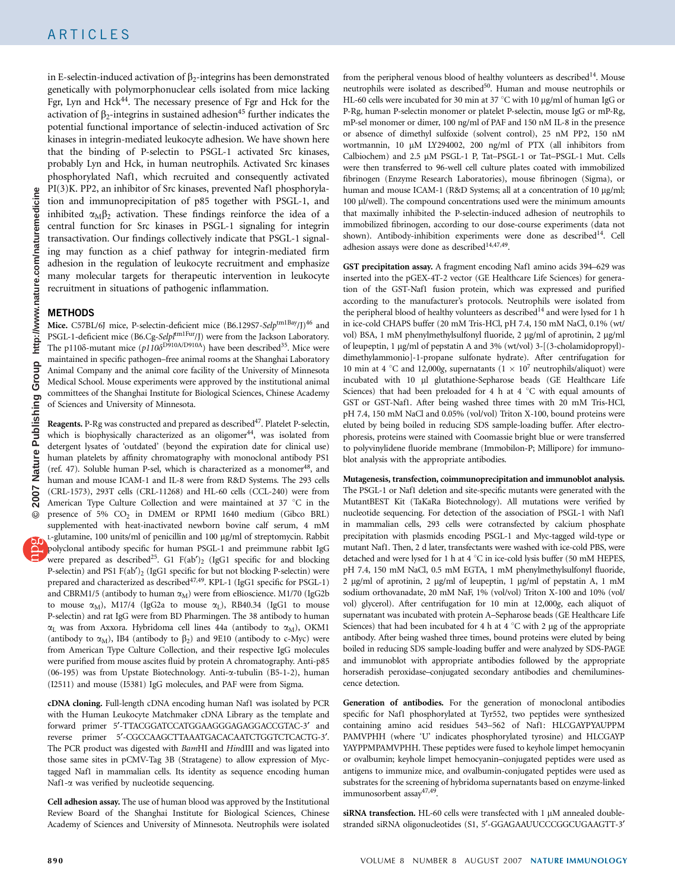in E-selectin-induced activation of $\beta_2$-integrins has been demonstrated genetically with polymorphonuclear cells isolated from mice lacking Fgr, Lyn and Hck[44]. The necessary presence of Fgr and Hck for the activation of $\beta_2$-integrins in sustained adhesion[45] further indicates the potential functional importance of selectin-induced activation of Src kinases in integrin-mediated leukocyte adhesion. We have shown here that the binding of P-selectin to PSGL-1 activated Src kinases, probably Lyn and Hck, in human neutrophils. Activated Src kinases phosphorylated Naf1, which recruited and consequently activated PI(3)K. PP2, an inhibitor of Src kinases, prevented Naf1 phosphorylation and immunoprecipitation of p85 together with PSGL-1, and inhibited $\alpha_M\beta_2$ activation. These findings reinforce the idea of a central function for Src kinases in PSGL-1 signaling for integrin transactivation. Our findings collectively indicate that PSGL-1 signaling may function as a chief pathway for integrin-mediated firm adhesion in the regulation of leukocyte recruitment and emphasize many molecular targets for therapeutic intervention in leukocyte recruitment in situations of pathogenic inflammation.

## METHODS

**Mice.** C57BL/6J mice, P-selectin-deficient mice (B6.129S7-*Selp*$^{tm1Bay}$/J)[46] and PSGL-1-deficient mice (B6.Cg-*Selpl*$^{tm1Fur}$/J) were from the Jackson Laboratory. The p110δ-mutant mice (*p110δ*$^{D910A/D910A}$) have been described[35]. Mice were maintained in specific pathogen–free animal rooms at the Shanghai Laboratory Animal Company and the animal core facility of the University of Minnesota Medical School. Mouse experiments were approved by the institutional animal committees of the Shanghai Institute for Biological Sciences, Chinese Academy of Sciences and University of Minnesota.

**Reagents.** P-Rg was constructed and prepared as described[47]. Platelet P-selectin, which is biophysically characterized as an oligomer[44], was isolated from detergent lysates of 'outdated' (beyond the expiration date for clinical use) human platelets by affinity chromatography with monoclonal antibody PS1 (ref. 47). Soluble human P-sel, which is characterized as a monomer[48], and human and mouse ICAM-1 and IL-8 were from R&D Systems. The 293 cells (CRL-1573), 293T cells (CRL-11268) and HL-60 cells (CCL-240) were from American Type Culture Collection and were maintained at 37 °C in the presence of 5% $CO_2$ in DMEM or RPMI 1640 medium (Gibco BRL) supplemented with heat-inactivated newborn bovine calf serum, 4 mM L-glutamine, 100 units/ml of penicillin and 100 μg/ml of streptomycin. Rabbit polyclonal antibody specific for human PSGL-1 and preimmune rabbit IgG were prepared as described[25]. G1 F(ab′)$_2$ (IgG1 specific for and blocking P-selectin) and PS1 F(ab′)$_2$ (IgG1 specific for but not blocking P-selectin) were prepared and characterized as described[47,49]. KPL-1 (IgG1 specific for PSGL-1) and CBRM1/5 (antibody to human $\alpha_M$) were from eBioscience. M1/70 (IgG2b to mouse $\alpha_M$), M17/4 (IgG2a to mouse $\alpha_L$), RB40.34 (IgG1 to mouse P-selectin) and rat IgG were from BD Pharmingen. The 38 antibody to human $\alpha_L$ was from Axxora. Hybridoma cell lines 44a (antibody to $\alpha_M$), OKM1 (antibody to $\alpha_M$), IB4 (antibody to $\beta_2$) and 9E10 (antibody to c-Myc) were from American Type Culture Collection, and their respective IgG molecules were purified from mouse ascites fluid by protein A chromatography. Anti-p85 (06-195) was from Upstate Biotechnology. Anti-α-tubulin (B5-1-2), human (I2511) and mouse (I5381) IgG molecules, and PAF were from Sigma.

**cDNA cloning.** Full-length cDNA encoding human Naf1 was isolated by PCR with the Human Leukocyte Matchmaker cDNA Library as the template and forward primer 5′-TTACGGATCCATGGAAGGGAGAGGACCGTAC-3′ and reverse primer 5′-CGCCAAGCTTAAATGACACAATCTGGTCTCACTG-3′. The PCR product was digested with *Bam*HI and *Hin*dIII and was ligated into those same sites in pCMV-Tag 3B (Stratagene) to allow expression of Myc-tagged Naf1 in mammalian cells. Its identity as sequence encoding human Naf1-α was verified by nucleotide sequencing.

**Cell adhesion assay.** The use of human blood was approved by the Institutional Review Board of the Shanghai Institute for Biological Sciences, Chinese Academy of Sciences and University of Minnesota. Neutrophils were isolated from the peripheral venous blood of healthy volunteers as described[14]. Mouse neutrophils were isolated as described[50]. Human and mouse neutrophils or HL-60 cells were incubated for 30 min at 37 °C with 10 μg/ml of human IgG or P-Rg, human P-selectin monomer or platelet P-selectin, mouse IgG or mP-Rg, mP-sel monomer or dimer, 100 ng/ml of PAF and 150 nM IL-8 in the presence or absence of dimethyl sulfoxide (solvent control), 25 nM PP2, 150 nM wortmannin, 10 μM LY294002, 200 ng/ml of PTX (all inhibitors from Calbiochem) and 2.5 μM PSGL-1 P, Tat–PSGL-1 or Tat–PSGL-1 Mut. Cells were then transferred to 96-well cell culture plates coated with immobilized fibrinogen (Enzyme Research Laboratories), mouse fibrinogen (Sigma), or human and mouse ICAM-1 (R&D Systems; all at a concentration of 10 μg/ml; 100 μl/well). The compound concentrations used were the minimum amounts that maximally inhibited the P-selectin-induced adhesion of neutrophils to immobilized fibrinogen, according to our dose-course experiments (data not shown). Antibody-inhibition experiments were done as described[14]. Cell adhesion assays were done as described[14,47,49].

**GST precipitation assay.** A fragment encoding Naf1 amino acids 394–629 was inserted into the pGEX-4T-2 vector (GE Healthcare Life Sciences) for generation of the GST-Naf1 fusion protein, which was expressed and purified according to the manufacturer's protocols. Neutrophils were isolated from the peripheral blood of healthy volunteers as described[14] and were lysed for 1 h in ice-cold CHAPS buffer (20 mM Tris-HCl, pH 7.4, 150 mM NaCl, 0.1% (wt/vol) BSA, 1 mM phenylmethylsulfonyl fluoride, 2 μg/ml of aprotinin, 2 μg/ml of leupeptin, 1 μg/ml of pepstatin A and 3% (wt/vol) 3-[(3-cholamidopropyl)-dimethylammonio]-1-propane sulfonate hydrate). After centrifugation for 10 min at 4 °C and 12,000*g*, supernatants ($1 \times 10^7$ neutrophils/aliquot) were incubated with 10 μl glutathione-Sepharose beads (GE Healthcare Life Sciences) that had been preloaded for 4 h at 4 °C with equal amounts of GST or GST-Naf1. After being washed three times with 20 mM Tris-HCl, pH 7.4, 150 mM NaCl and 0.05% (vol/vol) Triton X-100, bound proteins were eluted by being boiled in reducing SDS sample-loading buffer. After electrophoresis, proteins were stained with Coomassie bright blue or were transferred to polyvinylidene fluoride membrane (Immobilon-P; Millipore) for immunoblot analysis with the appropriate antibodies.

**Mutagenesis, transfection, coimmunoprecipitation and immunoblot analysis.** The PSGL-1 or Naf1 deletion and site-specific mutants were generated with the MutantBEST Kit (TaKaRa Biotechnology). All mutations were verified by nucleotide sequencing. For detection of the association of PSGL-1 with Naf1 in mammalian cells, 293 cells were cotransfected by calcium phosphate precipitation with plasmids encoding PSGL-1 and Myc-tagged wild-type or mutant Naf1. Then, 2 d later, transfectants were washed with ice-cold PBS, were detached and were lysed for 1 h at 4 °C in ice-cold lysis buffer (50 mM HEPES, pH 7.4, 150 mM NaCl, 0.5 mM EGTA, 1 mM phenylmethylsulfonyl fluoride, 2 μg/ml of aprotinin, 2 μg/ml of leupeptin, 1 μg/ml of pepstatin A, 1 mM sodium orthovanadate, 20 mM NaF, 1% (vol/vol) Triton X-100 and 10% (vol/vol) glycerol). After centrifugation for 10 min at 12,000*g*, each aliquot of supernatant was incubated with protein A–Sepharose beads (GE Healthcare Life Sciences) that had been incubated for 4 h at 4 °C with 2 μg of the appropriate antibody. After being washed three times, bound proteins were eluted by being boiled in reducing SDS sample-loading buffer and were analyzed by SDS-PAGE and immunoblot with appropriate antibodies followed by the appropriate horseradish peroxidase–conjugated secondary antibodies and chemiluminescence detection.

**Generation of antibodies.** For the generation of monoclonal antibodies specific for Naf1 phosphorylated at Tyr552, two peptides were synthesized containing amino acid residues 543–562 of Naf1: HLCGAYPYAUPPM PAMVPHH (where 'U' indicates phosphorylated tyrosine) and HLCGAYP YAYPPMPAMVPHH. These peptides were fused to keyhole limpet hemocyanin or ovalbumin; keyhole limpet hemocyanin–conjugated peptides were used as antigens to immunize mice, and ovalbumin-conjugated peptides were used as substrates for the screening of hybridoma supernatants based on enzyme-linked immunosorbent assay[47,49].

**siRNA transfection.** HL-60 cells were transfected with 1 μM annealed double-stranded siRNA oligonucleotides (S1, 5′-GGAGAAUUCCCGGCUGAAGTT-3′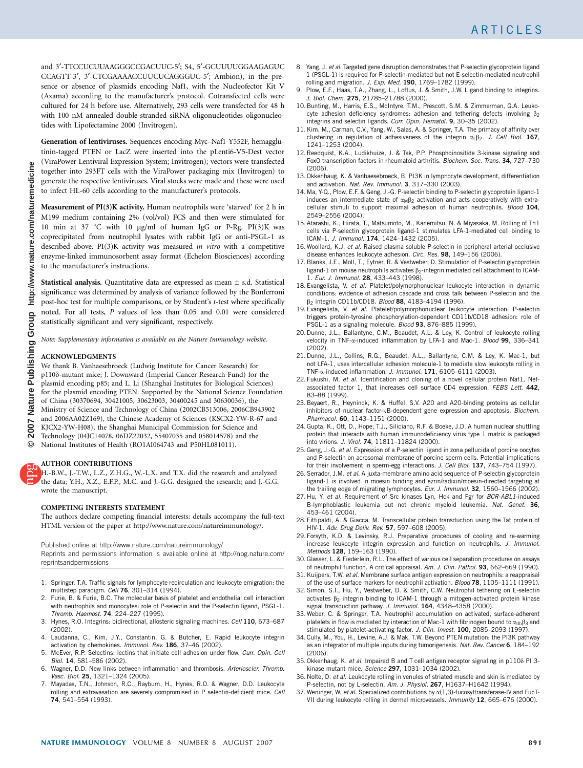and 3′-TTCCUCUUAAGGGCCGACUUC-5′; S4, 5′-GCUUUUGGAAGAGUC CCAGTT-3′, 3′-CTCGAAAACCUUCUCAGGGUC-5′; Ambion), in the presence or absence of plasmids encoding Naf1, with the Nucleofector Kit V (Axama) according to the manufacturer's protocol. Cotransfected cells were cultured for 24 h before use. Alternatively, 293 cells were transfected for 48 h with 100 nM annealed double-stranded siRNA oligonucleotides oligonucleotides with Lipofectamine 2000 (Invitrogen).

**Generation of lentiviruses.** Sequences encoding Myc–Naf1 Y552F, hemagglutinin-tagged PTEN or LacZ were inserted into the pLenti6-V5-Dest vector (ViraPower Lentiviral Expression System; Invitrogen); vectors were transfected together into 293FT cells with the ViraPower packaging mix (Invitrogen) to generate the respective lentiviruses. Viral stocks were made and these were used to infect HL-60 cells according to the manufacturer's protocols.

**Measurement of PI(3)K activity.** Human neutrophils were 'starved' for 2 h in M199 medium containing 2% (vol/vol) FCS and then were stimulated for 10 min at 37 °C with 10 μg/ml of human IgG or P-Rg. PI(3)K was coprecipitated from neutrophil lysates with rabbit IgG or anti-PSGL-1 as described above. PI(3)K activity was measured *in vitro* with a competitive enzyme-linked immunosorbent assay format (Echelon Biosciences) according to the manufacturer's instructions.

**Statistical analysis.** Quantitative data are expressed as mean ± s.d. Statistical significance was determined by analysis of variance followed by the Bonferroni post-hoc test for multiple comparisons, or by Student's *t*-test where specifically noted. For all tests, *P* values of less than 0.05 and 0.01 were considered statistically significant and very significant, respectively.

*Note: Supplementary information is available on the Nature Immunology website.*

## ACKNOWLEDGMENTS

We thank B. Vanhaesebroeck (Ludwig Institute for Cancer Research) for p110δ-mutant mice; J. Downward (Imperial Cancer Research Fund) for the plasmid encoding p85; and L. Li (Shanghai Institutes for Biological Sciences) for the plasmid encoding PTEN. Supported by the National Science Foundation of China (30370694, 30421005, 30623003, 30400245 and 30630036), the Ministry of Science and Technology of China (2002CB513006, 2006CB943902 and 2006AA02Z169), the Chinese Academy of Sciences (KSCX2-YW-R-67 and KJCX2-YW-H08), the Shanghai Municipal Commission for Science and Technology (04JC14078, 06DZ22032, 55407035 and 058014578) and the National Institutes of Health (RO1AI064743 and P50HL081011).

## AUTHOR CONTRIBUTIONS

H.-B.W., J.-T.W., L.Z., Z.H.G., W.-L.X. and T.X. did the research and analyzed the data; Y.H., X.Z., E.F.P., M.C. and J.-G.G. designed the research; and J.-G.G. wrote the manuscript.

## COMPETING INTERESTS STATEMENT

The authors declare competing financial interests: details accompany the full-text HTML version of the paper at http://www.nature.com/natureimmunology/.

Published online at http://www.nature.com/natureimmunology/
Reprints and permissions information is available online at http://npg.nature.com/reprintsandpermissions

1. Springer, T.A. Traffic signals for lymphocyte recirculation and leukocyte emigration: the multistep paradigm. *Cell* **76**, 301–314 (1994).
2. Furie, B. & Furie, B.C. The molecular basis of platelet and endothelial cell interaction with neutrophils and monocytes: role of P-selectin and the P-selectin ligand, PSGL-1. *Thromb. Haemost.* **74**, 224–227 (1995).
3. Hynes, R.O. Integrins: bidirectional, allosteric signaling machines. *Cell* **110**, 673–687 (2002).
4. Laudanna, C., Kim, J.Y., Constantin, G. & Butcher, E. Rapid leukocyte integrin activation by chemokines. *Immunol. Rev.* **186**, 37–46 (2002).
5. McEver, R.P. Selectins: lectins that initiate cell adhesion under flow. *Curr. Opin. Cell Biol.* **14**, 581–586 (2002).
6. Wagner, D.D. New links between inflammation and thrombosis. *Arterioscler. Thromb. Vasc. Biol.* **25**, 1321–1324 (2005).
7. Mayadas, T.N., Johnson, R.C., Rayburn, H., Hynes, R.O. & Wagner, D.D. Leukocyte rolling and extravasation are severely compromised in P selectin-deficient mice. *Cell* **74**, 541–554 (1993).
8. Yang, J. *et al.* Targeted gene disruption demonstrates that P-selectin glycoprotein ligand 1 (PSGL-1) is required for P-selectin-mediated but not E-selectin-mediated neutrophil rolling and migration. *J. Exp. Med.* **190**, 1769–1782 (1999).
9. Plow, E.F., Haas, T.A., Zhang, L., Loftus, J. & Smith, J.W. Ligand binding to integrins. *J. Biol. Chem.* **275**, 21785–21788 (2000).
10. Bunting, M., Harris, E.S., McIntyre, T.M., Prescott, S.M. & Zimmerman, G.A. Leukocyte adhesion deficiency syndromes: adhesion and tethering defects involving $\beta_2$ integrins and selectin ligands. *Curr. Opin. Hematol.* **9**, 30–35 (2002).
11. Kim, M., Carman, C.V., Yang, W., Salas, A. & Springer, T.A. The primacy of affinity over clustering in regulation of adhesiveness of the integrin $\alpha_L\beta_2$. *J. Cell Biol.* **167**, 1241–1253 (2004).
12. Reedquist, K.A., Ludikhuize, J. & Tak, P.P. Phosphoinositide 3-kinase signaling and FoxO transcription factors in rheumatoid arthritis. *Biochem. Soc. Trans.* **34**, 727–730 (2006).
13. Okkenhaug, K. & Vanhaesebroeck, B. PI3K in lymphocyte development, differentiation and activation. *Nat. Rev. Immunol.* **3**, 317–330 (2003).
14. Ma, Y-Q., Plow, E.F. & Geng, J.-G. P-selectin binding to P-selectin glycoprotein ligand-1 induces an intermediate state of $\alpha_M\beta_2$ activation and acts cooperatively with extracellular stimuli to support maximal adhesion of human neutrophils. *Blood* **104**, 2549–2556 (2004).
15. Atarashi, K., Hirata, T., Matsumoto, M., Kanemitsu, N. & Miyasaka, M. Rolling of Th1 cells via P-selectin glycoprotein ligand-1 stimulates LFA-1-mediated cell binding to ICAM-1. *J. Immunol.* **174**, 1424–1432 (2005).
16. Woollard, K.J. *et al.* Raised plasma soluble P-selectin in peripheral arterial occlusive disease enhances leukocyte adhesion. *Circ. Res.* **98**, 149–156 (2006).
17. Blanks, J.E., Moll, T., Eytner, R. & Vestweber, D. Stimulation of P-selectin glycoprotein ligand-1 on mouse neutrophils activates $\beta_2$-integrin mediated cell attachment to ICAM-1. *Eur. J. Immunol.* **28**, 433–443 (1998).
18. Evangelista, V. *et al.* Platelet/polymorphonuclear leukocyte interaction in dynamic conditions: evidence of adhesion cascade and cross talk between P-selectin and the $\beta_2$ integrin CD11b/CD18. *Blood* **88**, 4183–4194 (1996).
19. Evangelista, V. *et al.* Platelet/polymorphonuclear leukocyte interaction: P-selectin triggers protein-tyrosine phosphorylation-dependent CD11b/CD18 adhesion: role of PSGL-1 as a signaling molecule. *Blood* **93**, 876–885 (1999).
20. Dunne, J.L., Ballantyne, C.M., Beaudet, A.L. & Ley, K. Control of leukocyte rolling velocity in TNF-α-induced inflammation by LFA-1 and Mac-1. *Blood* **99**, 336–341 (2002).
21. Dunne, J.L., Collins, R.G., Beaudet, A.L., Ballantyne, C.M. & Ley, K. Mac-1, but not LFA-1, uses intercellular adhesion molecule-1 to mediate slow leukocyte rolling in TNF-α-induced inflammation. *J. Immunol.* **171**, 6105–6111 (2003).
22. Fukushi, M. *et al.* Identification and cloning of a novel cellular protein Naf1, Nef-associated factor 1, that increases cell surface CD4 expression. *FEBS Lett.* **442**, 83–88 (1999).
23. Beyaert, R., Heyninck, K. & Huffel, S.V. A20 and A20-binding proteins as cellular inhibitors of nuclear factor-κB-dependent gene expression and apoptosis. *Biochem. Pharmacol.* **60**, 1143–1151 (2000).
24. Gupta, K., Ott, D., Hope, T.J., Siliciano, R.F. & Boeke, J.D. A human nuclear shuttling protein that interacts with human immunodeficiency virus type 1 matrix is packaged into virions. *J. Virol.* **74**, 11811–11824 (2000).
25. Geng, J.-G. *et al.* Expression of a P-selectin ligand in zona pellucida of porcine oocytes and P-selectin on acrosomal membrane of porcine sperm cells. Potential implications for their involvement in sperm-egg interactions. *J. Cell Biol.* **137**, 743–754 (1997).
26. Serrador, J.M. *et al.* A juxta-membrane amino acid sequence of P-selectin glycoprotein ligand-1 is involved in moesin binding and ezrin/radixin/moesin-directed targeting at the trailing edge of migrating lymphocytes. *Eur. J. Immunol.* **32**, 1560–1566 (2002).
27. Hu, Y. *et al.* Requirement of Src kinases Lyn, Hck and Fgr for *BCR-ABL1*-induced B-lymphoblastic leukemia but not chronic myeloid leukemia. *Nat. Genet.* **36**, 453–461 (2004).
28. Fittipaldi, A. & Giacca, M. Transcellular protein transduction using the Tat protein of HIV-1. *Adv. Drug Deliv. Rev.* **57**, 597–608 (2005).
29. Forsyth, K.D. & Levinsky, R.J. Preparative procedures of cooling and re-warming increase leukocyte integrin expression and function on neutrophils. *J. Immunol. Methods* **128**, 159–163 (1990).
30. Glasser, L. & Fiederlein, R.L. The effect of various cell separation procedures on assays of neutrophil function. A critical appraisal. *Am. J. Clin. Pathol.* **93**, 662–669 (1990).
31. Kuijpers, T.W. *et al.* Membrane surface antigen expression on neutrophils: a reappraisal of the use of surface markers for neutrophil activation. *Blood* **78**, 1105–1111 (1991).
32. Simon, S.I., Hu, Y., Vestweber, D. & Smith, C.W. Neutrophil tethering on E-selectin activates $\beta_2$ integrin binding to ICAM-1 through a mitogen-activated protein kinase signal transduction pathway. *J. Immunol.* **164**, 4348–4358 (2000).
33. Weber, C. & Springer, T.A. Neutrophil accumulation on activated, surface-adherent platelets in flow is mediated by interaction of Mac-1 with fibrinogen bound to $\alpha_{IIb}\beta_3$ and stimulated by platelet-activating factor. *J. Clin. Invest.* **100**, 2085–2093 (1997).
34. Cully, M., You, H., Levine, A.J. & Mak, T.W. Beyond PTEN mutation: the PI3K pathway as an integrator of multiple inputs during tumorigenesis. *Nat. Rev. Cancer* **6**, 184–192 (2006).
35. Okkenhaug, K. *et al.* Impaired B and T cell antigen receptor signaling in p110δ PI 3-kinase mutant mice. *Science* **297**, 1031–1034 (2002).
36. Nolte, D. *et al.* Leukocyte rolling in venules of striated muscle and skin is mediated by P-selectin, not by L-selectin. *Am. J. Physiol.* **267**, H1637–H1642 (1994).
37. Weninger, W. *et al.* Specialized contributions by α(1,3)-fucosyltransferase-IV and FucT-VII during leukocyte rolling in dermal microvessels. *Immunity* **12**, 665–676 (2000).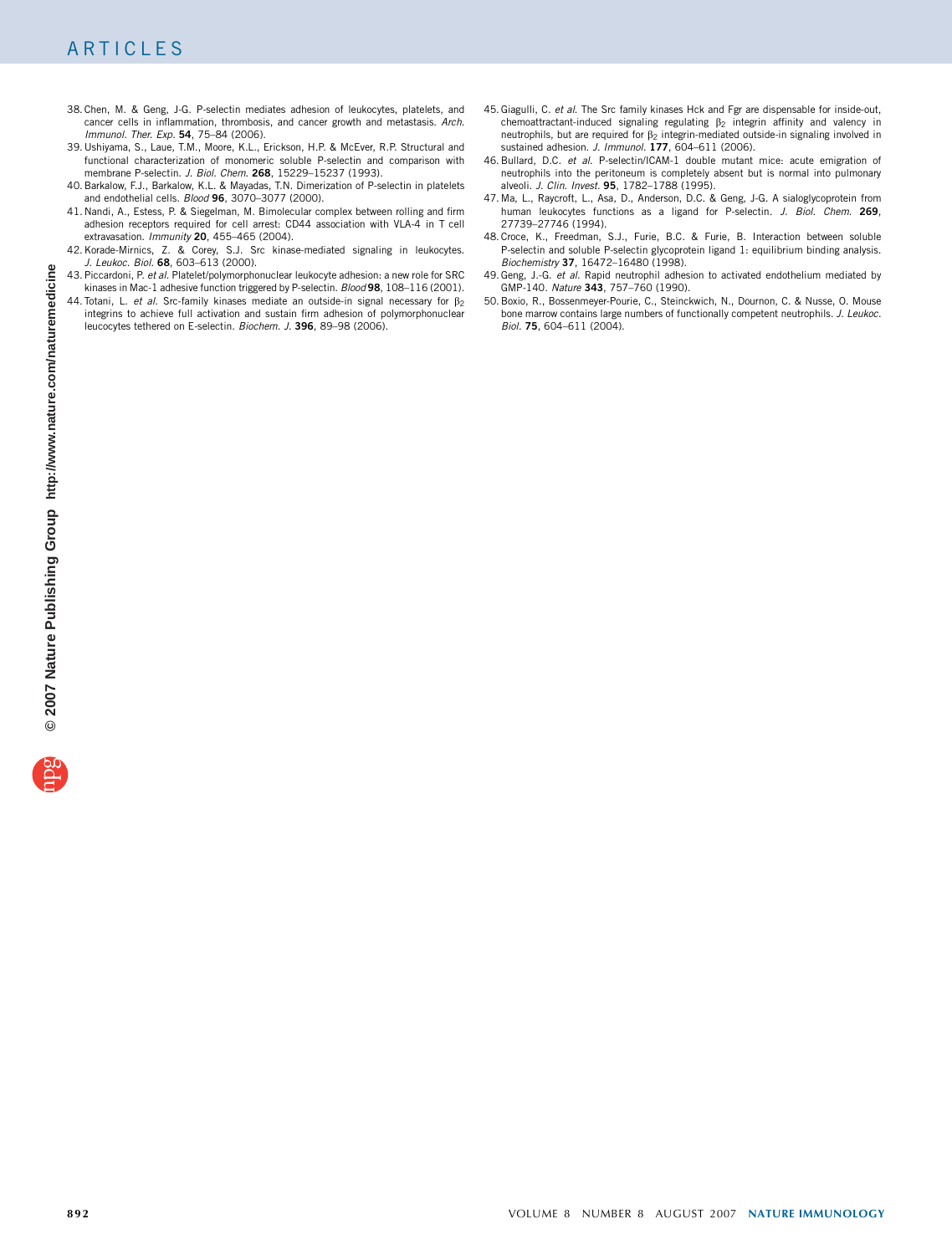38. Chen, M. & Geng, J-G. P-selectin mediates adhesion of leukocytes, platelets, and cancer cells in inflammation, thrombosis, and cancer growth and metastasis. *Arch. Immunol. Ther. Exp.* **54**, 75–84 (2006).
39. Ushiyama, S., Laue, T.M., Moore, K.L., Erickson, H.P. & McEver, R.P. Structural and functional characterization of monomeric soluble P-selectin and comparison with membrane P-selectin. *J. Biol. Chem.* **268**, 15229–15237 (1993).
40. Barkalow, F.J., Barkalow, K.L. & Mayadas, T.N. Dimerization of P-selectin in platelets and endothelial cells. *Blood* **96**, 3070–3077 (2000).
41. Nandi, A., Estess, P. & Siegelman, M. Bimolecular complex between rolling and firm adhesion receptors required for cell arrest: CD44 association with VLA-4 in T cell extravasation. *Immunity* **20**, 455–465 (2004).
42. Korade-Mirnics, Z. & Corey, S.J. Src kinase-mediated signaling in leukocytes. *J. Leukoc. Biol.* **68**, 603–613 (2000).
43. Piccardoni, P. *et al.* Platelet/polymorphonuclear leukocyte adhesion: a new role for SRC kinases in Mac-1 adhesive function triggered by P-selectin. *Blood* **98**, 108–116 (2001).
44. Totani, L. *et al.* Src-family kinases mediate an outside-in signal necessary for $\beta_2$ integrins to achieve full activation and sustain firm adhesion of polymorphonuclear leucocytes tethered on E-selectin. *Biochem. J.* **396**, 89–98 (2006).
45. Giagulli, C. *et al.* The Src family kinases Hck and Fgr are dispensable for inside-out, chemoattractant-induced signaling regulating $\beta_2$ integrin affinity and valency in neutrophils, but are required for $\beta_2$ integrin-mediated outside-in signaling involved in sustained adhesion. *J. Immunol.* **177**, 604–611 (2006).
46. Bullard, D.C. *et al.* P-selectin/ICAM-1 double mutant mice: acute emigration of neutrophils into the peritoneum is completely absent but is normal into pulmonary alveoli. *J. Clin. Invest.* **95**, 1782–1788 (1995).
47. Ma, L., Raycroft, L., Asa, D., Anderson, D.C. & Geng, J-G. A sialoglycoprotein from human leukocytes functions as a ligand for P-selectin. *J. Biol. Chem.* **269**, 27739–27746 (1994).
48. Croce, K., Freedman, S.J., Furie, B.C. & Furie, B. Interaction between soluble P-selectin and soluble P-selectin glycoprotein ligand 1: equilibrium binding analysis. *Biochemistry* **37**, 16472–16480 (1998).
49. Geng, J.-G. *et al.* Rapid neutrophil adhesion to activated endothelium mediated by GMP-140. *Nature* **343**, 757–760 (1990).
50. Boxio, R., Bossenmeyer-Pourie, C., Steinckwich, N., Dournon, C. & Nusse, O. Mouse bone marrow contains large numbers of functionally competent neutrophils. *J. Leukoc. Biol.* **75**, 604–611 (2004).